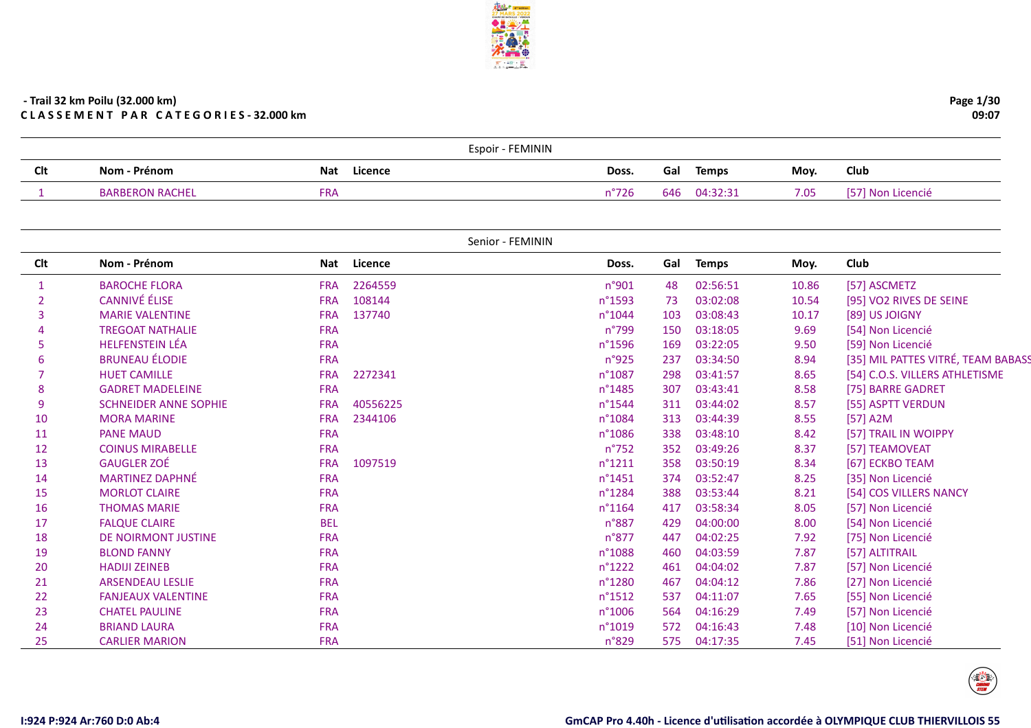- Trail 32 km Poilu (32.000 km)

**C L A S S E M E N T   P A R   C A T E G O R I E S - 32.000 km**

09:07

## Espoir - FEMININ

| Clt | Nom - Prénom | Nat | Licence | Doss. | Gal | Temps | Moy. | Club |
|---|---|---|---|---|---|---|---|---|
| 1 | BARBERON RACHEL | FRA | | n°726 | 646 | 04:32:31 | 7.05 | [57] Non Licencié |

## Senior - FEMININ

| Clt | Nom - Prénom | Nat | Licence | Doss. | Gal | Temps | Moy. | Club |
|---|---|---|---|---|---|---|---|---|
| 1 | BAROCHE FLORA | FRA | 2264559 | n°901 | 48 | 02:56:51 | 10.86 | [57] ASCMETZ |
| 2 | CANNIVÉ ÉLISE | FRA | 108144 | n°1593 | 73 | 03:02:08 | 10.54 | [95] VO2 RIVES DE SEINE |
| 3 | MARIE VALENTINE | FRA | 137740 | n°1044 | 103 | 03:08:43 | 10.17 | [89] US JOIGNY |
| 4 | TREGOAT NATHALIE | FRA | | n°799 | 150 | 03:18:05 | 9.69 | [54] Non Licencié |
| 5 | HELFENSTEIN LÉA | FRA | | n°1596 | 169 | 03:22:05 | 9.50 | [59] Non Licencié |
| 6 | BRUNEAU ÉLODIE | FRA | | n°925 | 237 | 03:34:50 | 8.94 | [35] MIL PATTES VITRÉ, TEAM BABASS |
| 7 | HUET CAMILLE | FRA | 2272341 | n°1087 | 298 | 03:41:57 | 8.65 | [54] C.O.S. VILLERS ATHLETISME |
| 8 | GADRET MADELEINE | FRA | | n°1485 | 307 | 03:43:41 | 8.58 | [75] BARRE GADRET |
| 9 | SCHNEIDER ANNE SOPHIE | FRA | 40556225 | n°1544 | 311 | 03:44:02 | 8.57 | [55] ASPTT VERDUN |
| 10 | MORA MARINE | FRA | 2344106 | n°1084 | 313 | 03:44:39 | 8.55 | [57] A2M |
| 11 | PANE MAUD | FRA | | n°1086 | 338 | 03:48:10 | 8.42 | [57] TRAIL IN WOIPPY |
| 12 | COINUS MIRABELLE | FRA | | n°752 | 352 | 03:49:26 | 8.37 | [57] TEAMOVEAT |
| 13 | GAUGLER ZOÉ | FRA | 1097519 | n°1211 | 358 | 03:50:19 | 8.34 | [67] ECKBO TEAM |
| 14 | MARTINEZ DAPHNÉ | FRA | | n°1451 | 374 | 03:52:47 | 8.25 | [35] Non Licencié |
| 15 | MORLOT CLAIRE | FRA | | n°1284 | 388 | 03:53:44 | 8.21 | [54] COS VILLERS NANCY |
| 16 | THOMAS MARIE | FRA | | n°1164 | 417 | 03:58:34 | 8.05 | [57] Non Licencié |
| 17 | FALQUE CLAIRE | BEL | | n°887 | 429 | 04:00:00 | 8.00 | [54] Non Licencié |
| 18 | DE NOIRMONT JUSTINE | FRA | | n°877 | 447 | 04:02:25 | 7.92 | [75] Non Licencié |
| 19 | BLOND FANNY | FRA | | n°1088 | 460 | 04:03:59 | 7.87 | [57] ALTITRAIL |
| 20 | HADIJI ZEINEB | FRA | | n°1222 | 461 | 04:04:02 | 7.87 | [57] Non Licencié |
| 21 | ARSENDEAU LESLIE | FRA | | n°1280 | 467 | 04:04:12 | 7.86 | [27] Non Licencié |
| 22 | FANJEAUX VALENTINE | FRA | | n°1512 | 537 | 04:11:07 | 7.65 | [55] Non Licencié |
| 23 | CHATEL PAULINE | FRA | | n°1006 | 564 | 04:16:29 | 7.49 | [57] Non Licencié |
| 24 | BRIAND LAURA | FRA | | n°1019 | 572 | 04:16:43 | 7.48 | [10] Non Licencié |
| 25 | CARLIER MARION | FRA | | n°829 | 575 | 04:17:35 | 7.45 | [51] Non Licencié |

I:924 P:924 Ar:760 D:0 Ab:4

GmCAP Pro 4.40h - Licence d'utilisation accordée à OLYMPIQUE CLUB THIERVILLOIS 55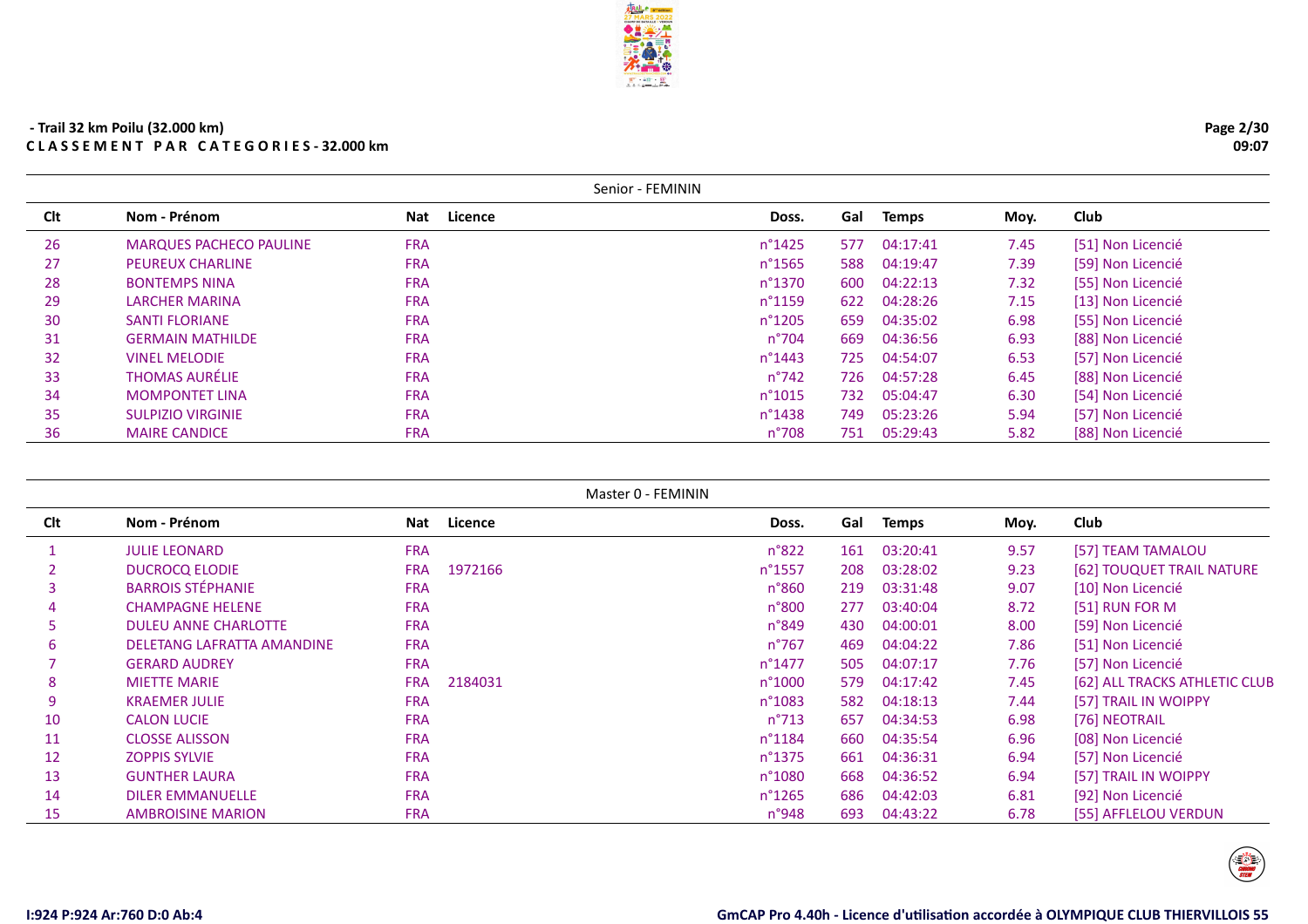- Trail 32 km Poilu (32.000 km)
C L A S S E M E N T   P A R   C A T E G O R I E S - 32.000 km

| Senior - FEMININ | | | | | | | | |
|---|---|---|---|---|---|---|---|---|
| Clt | Nom - Prénom | Nat | Licence | Doss. | Gal | Temps | Moy. | Club |
| 26 | MARQUES PACHECO PAULINE | FRA | | n°1425 | 577 | 04:17:41 | 7.45 | [51] Non Licencié |
| 27 | PEUREUX CHARLINE | FRA | | n°1565 | 588 | 04:19:47 | 7.39 | [59] Non Licencié |
| 28 | BONTEMPS NINA | FRA | | n°1370 | 600 | 04:22:13 | 7.32 | [55] Non Licencié |
| 29 | LARCHER MARINA | FRA | | n°1159 | 622 | 04:28:26 | 7.15 | [13] Non Licencié |
| 30 | SANTI FLORIANE | FRA | | n°1205 | 659 | 04:35:02 | 6.98 | [55] Non Licencié |
| 31 | GERMAIN MATHILDE | FRA | | n°704 | 669 | 04:36:56 | 6.93 | [88] Non Licencié |
| 32 | VINEL MELODIE | FRA | | n°1443 | 725 | 04:54:07 | 6.53 | [57] Non Licencié |
| 33 | THOMAS AURÉLIE | FRA | | n°742 | 726 | 04:57:28 | 6.45 | [88] Non Licencié |
| 34 | MOMPONTET LINA | FRA | | n°1015 | 732 | 05:04:47 | 6.30 | [54] Non Licencié |
| 35 | SULPIZIO VIRGINIE | FRA | | n°1438 | 749 | 05:23:26 | 5.94 | [57] Non Licencié |
| 36 | MAIRE CANDICE | FRA | | n°708 | 751 | 05:29:43 | 5.82 | [88] Non Licencié |

| Master 0 - FEMININ | | | | | | | | |
|---|---|---|---|---|---|---|---|---|
| Clt | Nom - Prénom | Nat | Licence | Doss. | Gal | Temps | Moy. | Club |
| 1 | JULIE LEONARD | FRA | | n°822 | 161 | 03:20:41 | 9.57 | [57] TEAM TAMALOU |
| 2 | DUCROCQ ELODIE | FRA | 1972166 | n°1557 | 208 | 03:28:02 | 9.23 | [62] TOUQUET TRAIL NATURE |
| 3 | BARROIS STÉPHANIE | FRA | | n°860 | 219 | 03:31:48 | 9.07 | [10] Non Licencié |
| 4 | CHAMPAGNE HELENE | FRA | | n°800 | 277 | 03:40:04 | 8.72 | [51] RUN FOR M |
| 5 | DULEU ANNE CHARLOTTE | FRA | | n°849 | 430 | 04:00:01 | 8.00 | [59] Non Licencié |
| 6 | DELETANG LAFRATTA AMANDINE | FRA | | n°767 | 469 | 04:04:22 | 7.86 | [51] Non Licencié |
| 7 | GERARD AUDREY | FRA | | n°1477 | 505 | 04:07:17 | 7.76 | [57] Non Licencié |
| 8 | MIETTE MARIE | FRA | 2184031 | n°1000 | 579 | 04:17:42 | 7.45 | [62] ALL TRACKS ATHLETIC CLUB |
| 9 | KRAEMER JULIE | FRA | | n°1083 | 582 | 04:18:13 | 7.44 | [57] TRAIL IN WOIPPY |
| 10 | CALON LUCIE | FRA | | n°713 | 657 | 04:34:53 | 6.98 | [76] NEOTRAIL |
| 11 | CLOSSE ALISSON | FRA | | n°1184 | 660 | 04:35:54 | 6.96 | [08] Non Licencié |
| 12 | ZOPPIS SYLVIE | FRA | | n°1375 | 661 | 04:36:31 | 6.94 | [57] Non Licencié |
| 13 | GUNTHER LAURA | FRA | | n°1080 | 668 | 04:36:52 | 6.94 | [57] TRAIL IN WOIPPY |
| 14 | DILER EMMANUELLE | FRA | | n°1265 | 686 | 04:42:03 | 6.81 | [92] Non Licencié |
| 15 | AMBROISINE MARION | FRA | | n°948 | 693 | 04:43:22 | 6.78 | [55] AFFLELOU VERDUN |

I:924 P:924 Ar:760 D:0 Ab:4

GmCAP Pro 4.40h - Licence d'utilisation accordée à OLYMPIQUE CLUB THIERVILLOIS 55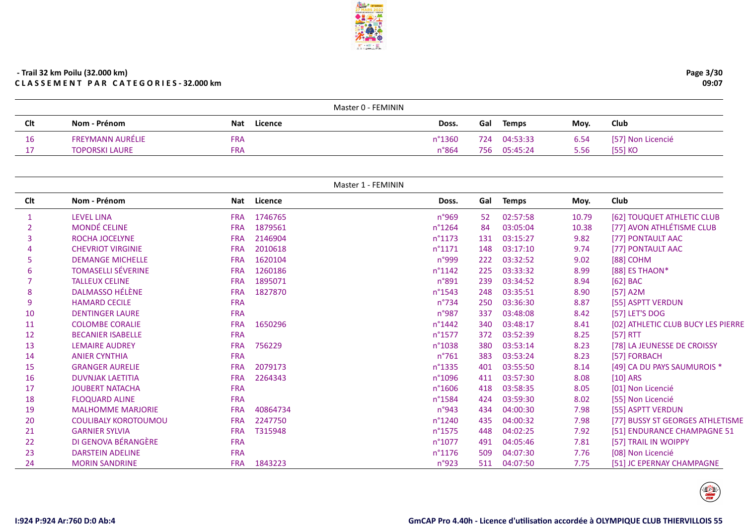- Trail 32 km Poilu (32.000 km)

**CLASSEMENT PAR CATEGORIES - 32.000 km**

### Master 0 - FEMININ

| Clt | Nom - Prénom | Nat | Licence | Doss. | Gal | Temps | Moy. | Club |
|---|---|---|---|---|---|---|---|---|
| 16 | FREYMANN AURÉLIE | FRA | | n°1360 | 724 | 04:53:33 | 6.54 | [57] Non Licencié |
| 17 | TOPORSKI LAURE | FRA | | n°864 | 756 | 05:45:24 | 5.56 | [55] KO |

### Master 1 - FEMININ

| Clt | Nom - Prénom | Nat | Licence | Doss. | Gal | Temps | Moy. | Club |
|---|---|---|---|---|---|---|---|---|
| 1 | LEVEL LINA | FRA | 1746765 | n°969 | 52 | 02:57:58 | 10.79 | [62] TOUQUET ATHLETIC CLUB |
| 2 | MONDÉ CELINE | FRA | 1879561 | n°1264 | 84 | 03:05:04 | 10.38 | [77] AVON ATHLÉTISME CLUB |
| 3 | ROCHA JOCELYNE | FRA | 2146904 | n°1173 | 131 | 03:15:27 | 9.82 | [77] PONTAULT AAC |
| 4 | CHEVRIOT VIRGINIE | FRA | 2010618 | n°1171 | 148 | 03:17:10 | 9.74 | [77] PONTAULT AAC |
| 5 | DEMANGE MICHELLE | FRA | 1620104 | n°999 | 222 | 03:32:52 | 9.02 | [88] COHM |
| 6 | TOMASELLI SÉVERINE | FRA | 1260186 | n°1142 | 225 | 03:33:32 | 8.99 | [88] ES THAON* |
| 7 | TALLEUX CELINE | FRA | 1895071 | n°891 | 239 | 03:34:52 | 8.94 | [62] BAC |
| 8 | DALMASSO HÉLÈNE | FRA | 1827870 | n°1543 | 248 | 03:35:51 | 8.90 | [57] A2M |
| 9 | HAMARD CECILE | FRA | | n°734 | 250 | 03:36:30 | 8.87 | [55] ASPTT VERDUN |
| 10 | DENTINGER LAURE | FRA | | n°987 | 337 | 03:48:08 | 8.42 | [57] LET'S DOG |
| 11 | COLOMBE CORALIE | FRA | 1650296 | n°1442 | 340 | 03:48:17 | 8.41 | [02] ATHLETIC CLUB BUCY LES PIERRE |
| 12 | BECANIER ISABELLE | FRA | | n°1577 | 372 | 03:52:39 | 8.25 | [57] RTT |
| 13 | LEMAIRE AUDREY | FRA | 756229 | n°1038 | 380 | 03:53:14 | 8.23 | [78] LA JEUNESSE DE CROISSY |
| 14 | ANIER CYNTHIA | FRA | | n°761 | 383 | 03:53:24 | 8.23 | [57] FORBACH |
| 15 | GRANGER AURELIE | FRA | 2079173 | n°1335 | 401 | 03:55:50 | 8.14 | [49] CA DU PAYS SAUMUROIS * |
| 16 | DUVNJAK LAETITIA | FRA | 2264343 | n°1096 | 411 | 03:57:30 | 8.08 | [10] ARS |
| 17 | JOUBERT NATACHA | FRA | | n°1606 | 418 | 03:58:35 | 8.05 | [01] Non Licencié |
| 18 | FLOQUARD ALINE | FRA | | n°1584 | 424 | 03:59:30 | 8.02 | [55] Non Licencié |
| 19 | MALHOMME MARJORIE | FRA | 40864734 | n°943 | 434 | 04:00:30 | 7.98 | [55] ASPTT VERDUN |
| 20 | COULIBALY KOROTOUMOU | FRA | 2247750 | n°1240 | 435 | 04:00:32 | 7.98 | [77] BUSSY ST GEORGES ATHLETISME |
| 21 | GARNIER SYLVIA | FRA | T315948 | n°1575 | 448 | 04:02:25 | 7.92 | [51] ENDURANCE CHAMPAGNE 51 |
| 22 | DI GENOVA BÉRANGÈRE | FRA | | n°1077 | 491 | 04:05:46 | 7.81 | [57] TRAIL IN WOIPPY |
| 23 | DARSTEIN ADELINE | FRA | | n°1176 | 509 | 04:07:30 | 7.76 | [08] Non Licencié |
| 24 | MORIN SANDRINE | FRA | 1843223 | n°923 | 511 | 04:07:50 | 7.75 | [51] JC EPERNAY CHAMPAGNE |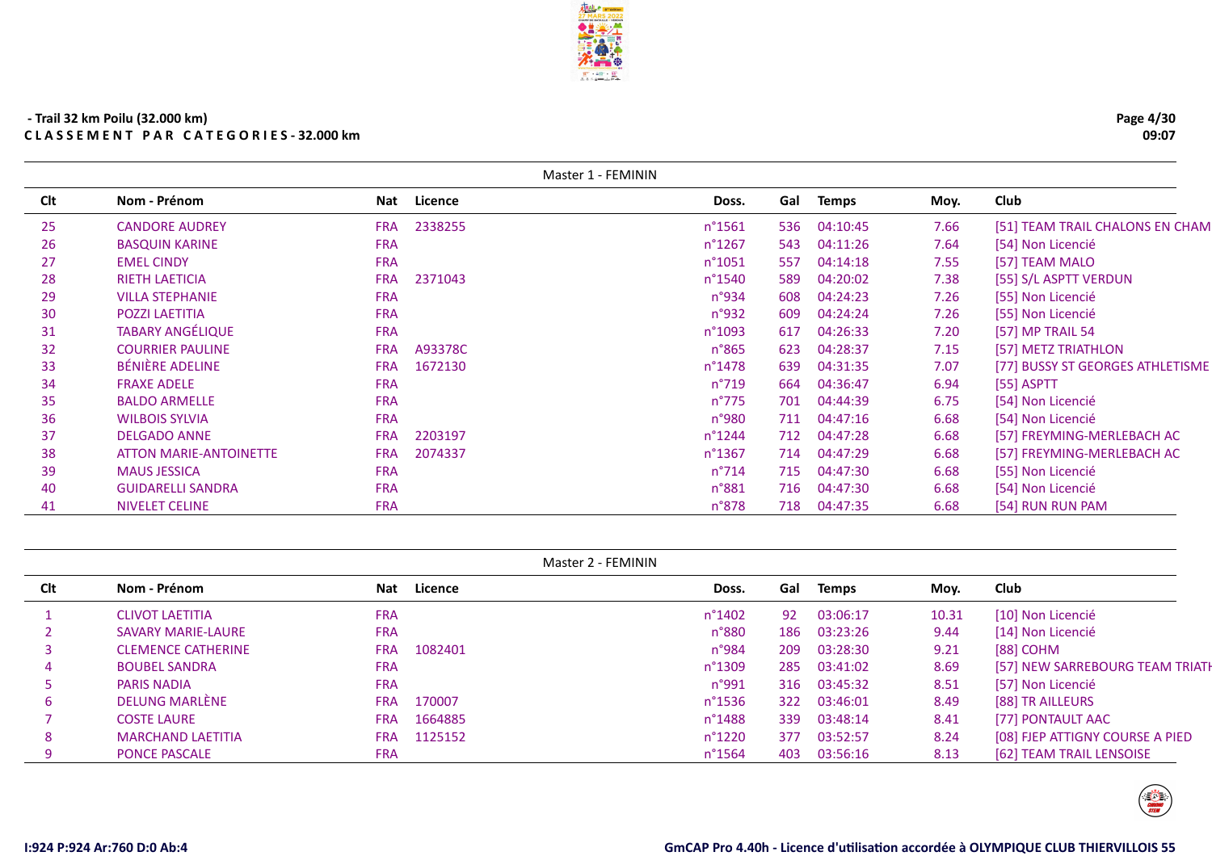## - Trail 32 km Poilu (32.000 km)

**CLASSEMENT PAR CATEGORIES - 32.000 km**

### Master 1 - FEMININ

| Clt | Nom - Prénom | Nat | Licence | Doss. | Gal | Temps | Moy. | Club |
|---|---|---|---|---|---|---|---|---|
| 25 | CANDORE AUDREY | FRA | 2338255 | n°1561 | 536 | 04:10:45 | 7.66 | [51] TEAM TRAIL CHALONS EN CHAM |
| 26 | BASQUIN KARINE | FRA | | n°1267 | 543 | 04:11:26 | 7.64 | [54] Non Licencié |
| 27 | EMEL CINDY | FRA | | n°1051 | 557 | 04:14:18 | 7.55 | [57] TEAM MALO |
| 28 | RIETH LAETICIA | FRA | 2371043 | n°1540 | 589 | 04:20:02 | 7.38 | [55] S/L ASPTT VERDUN |
| 29 | VILLA STEPHANIE | FRA | | n°934 | 608 | 04:24:23 | 7.26 | [55] Non Licencié |
| 30 | POZZI LAETITIA | FRA | | n°932 | 609 | 04:24:24 | 7.26 | [55] Non Licencié |
| 31 | TABARY ANGÉLIQUE | FRA | | n°1093 | 617 | 04:26:33 | 7.20 | [57] MP TRAIL 54 |
| 32 | COURRIER PAULINE | FRA | A93378C | n°865 | 623 | 04:28:37 | 7.15 | [57] METZ TRIATHLON |
| 33 | BÉNIÈRE ADELINE | FRA | 1672130 | n°1478 | 639 | 04:31:35 | 7.07 | [77] BUSSY ST GEORGES ATHLETISME |
| 34 | FRAXE ADELE | FRA | | n°719 | 664 | 04:36:47 | 6.94 | [55] ASPTT |
| 35 | BALDO ARMELLE | FRA | | n°775 | 701 | 04:44:39 | 6.75 | [54] Non Licencié |
| 36 | WILBOIS SYLVIA | FRA | | n°980 | 711 | 04:47:16 | 6.68 | [54] Non Licencié |
| 37 | DELGADO ANNE | FRA | 2203197 | n°1244 | 712 | 04:47:28 | 6.68 | [57] FREYMING-MERLEBACH AC |
| 38 | ATTON MARIE-ANTOINETTE | FRA | 2074337 | n°1367 | 714 | 04:47:29 | 6.68 | [57] FREYMING-MERLEBACH AC |
| 39 | MAUS JESSICA | FRA | | n°714 | 715 | 04:47:30 | 6.68 | [55] Non Licencié |
| 40 | GUIDARELLI SANDRA | FRA | | n°881 | 716 | 04:47:30 | 6.68 | [54] Non Licencié |
| 41 | NIVELET CELINE | FRA | | n°878 | 718 | 04:47:35 | 6.68 | [54] RUN RUN PAM |

### Master 2 - FEMININ

| Clt | Nom - Prénom | Nat | Licence | Doss. | Gal | Temps | Moy. | Club |
|---|---|---|---|---|---|---|---|---|
| 1 | CLIVOT LAETITIA | FRA | | n°1402 | 92 | 03:06:17 | 10.31 | [10] Non Licencié |
| 2 | SAVARY MARIE-LAURE | FRA | | n°880 | 186 | 03:23:26 | 9.44 | [14] Non Licencié |
| 3 | CLEMENCE CATHERINE | FRA | 1082401 | n°984 | 209 | 03:28:30 | 9.21 | [88] COHM |
| 4 | BOUBEL SANDRA | FRA | | n°1309 | 285 | 03:41:02 | 8.69 | [57] NEW SARREBOURG TEAM TRIATH |
| 5 | PARIS NADIA | FRA | | n°991 | 316 | 03:45:32 | 8.51 | [57] Non Licencié |
| 6 | DELUNG MARLÈNE | FRA | 170007 | n°1536 | 322 | 03:46:01 | 8.49 | [88] TR AILLEURS |
| 7 | COSTE LAURE | FRA | 1664885 | n°1488 | 339 | 03:48:14 | 8.41 | [77] PONTAULT AAC |
| 8 | MARCHAND LAETITIA | FRA | 1125152 | n°1220 | 377 | 03:52:57 | 8.24 | [08] FJEP ATTIGNY COURSE A PIED |
| 9 | PONCE PASCALE | FRA | | n°1564 | 403 | 03:56:16 | 8.13 | [62] TEAM TRAIL LENSOISE |

I:924 P:924 Ar:760 D:0 Ab:4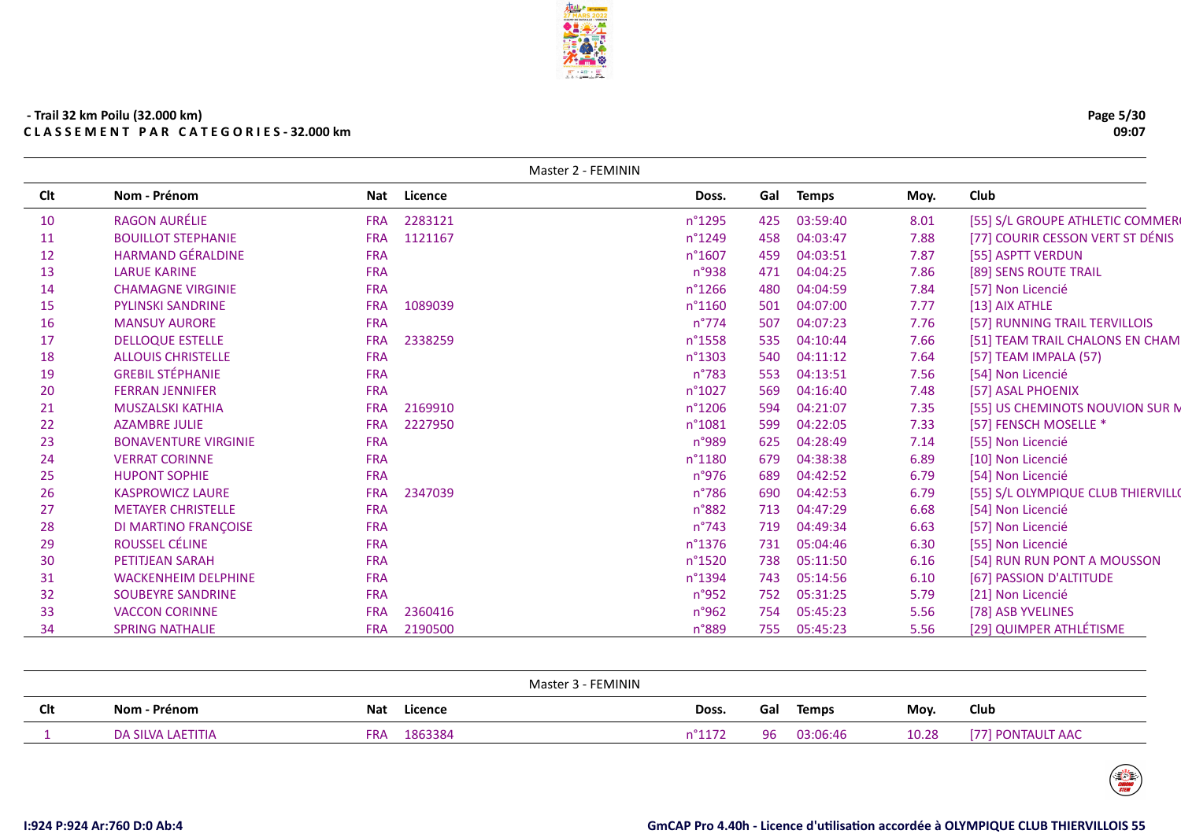- Trail 32 km Poilu (32.000 km)
**C L A S S E M E N T   P A R   C A T E G O R I E S - 32.000 km**

### Master 2 - FEMININ

| Clt | Nom - Prénom | Nat | Licence | Doss. | Gal | Temps | Moy. | Club |
|---|---|---|---|---|---|---|---|---|
| 10 | RAGON AURÉLIE | FRA | 2283121 | n°1295 | 425 | 03:59:40 | 8.01 | [55] S/L GROUPE ATHLETIC COMMER |
| 11 | BOUILLOT STEPHANIE | FRA | 1121167 | n°1249 | 458 | 04:03:47 | 7.88 | [77] COURIR CESSON VERT ST DÉNIS |
| 12 | HARMAND GÉRALDINE | FRA | | n°1607 | 459 | 04:03:51 | 7.87 | [55] ASPTT VERDUN |
| 13 | LARUE KARINE | FRA | | n°938 | 471 | 04:04:25 | 7.86 | [89] SENS ROUTE TRAIL |
| 14 | CHAMAGNE VIRGINIE | FRA | | n°1266 | 480 | 04:04:59 | 7.84 | [57] Non Licencié |
| 15 | PYLINSKI SANDRINE | FRA | 1089039 | n°1160 | 501 | 04:07:00 | 7.77 | [13] AIX ATHLE |
| 16 | MANSUY AURORE | FRA | | n°774 | 507 | 04:07:23 | 7.76 | [57] RUNNING TRAIL TERVILLOIS |
| 17 | DELLOQUE ESTELLE | FRA | 2338259 | n°1558 | 535 | 04:10:44 | 7.66 | [51] TEAM TRAIL CHALONS EN CHAM |
| 18 | ALLOUIS CHRISTELLE | FRA | | n°1303 | 540 | 04:11:12 | 7.64 | [57] TEAM IMPALA (57) |
| 19 | GREBIL STÉPHANIE | FRA | | n°783 | 553 | 04:13:51 | 7.56 | [54] Non Licencié |
| 20 | FERRAN JENNIFER | FRA | | n°1027 | 569 | 04:16:40 | 7.48 | [57] ASAL PHOENIX |
| 21 | MUSZALSKI KATHIA | FRA | 2169910 | n°1206 | 594 | 04:21:07 | 7.35 | [55] US CHEMINOTS NOUVION SUR M |
| 22 | AZAMBRE JULIE | FRA | 2227950 | n°1081 | 599 | 04:22:05 | 7.33 | [57] FENSCH MOSELLE * |
| 23 | BONAVENTURE VIRGINIE | FRA | | n°989 | 625 | 04:28:49 | 7.14 | [55] Non Licencié |
| 24 | VERRAT CORINNE | FRA | | n°1180 | 679 | 04:38:38 | 6.89 | [10] Non Licencié |
| 25 | HUPONT SOPHIE | FRA | | n°976 | 689 | 04:42:52 | 6.79 | [54] Non Licencié |
| 26 | KASPROWICZ LAURE | FRA | 2347039 | n°786 | 690 | 04:42:53 | 6.79 | [55] S/L OLYMPIQUE CLUB THIERVILL |
| 27 | METAYER CHRISTELLE | FRA | | n°882 | 713 | 04:47:29 | 6.68 | [54] Non Licencié |
| 28 | DI MARTINO FRANÇOISE | FRA | | n°743 | 719 | 04:49:34 | 6.63 | [57] Non Licencié |
| 29 | ROUSSEL CÉLINE | FRA | | n°1376 | 731 | 05:04:46 | 6.30 | [55] Non Licencié |
| 30 | PETITJEAN SARAH | FRA | | n°1520 | 738 | 05:11:50 | 6.16 | [54] RUN RUN PONT A MOUSSON |
| 31 | WACKENHEIM DELPHINE | FRA | | n°1394 | 743 | 05:14:56 | 6.10 | [67] PASSION D'ALTITUDE |
| 32 | SOUBEYRE SANDRINE | FRA | | n°952 | 752 | 05:31:25 | 5.79 | [21] Non Licencié |
| 33 | VACCON CORINNE | FRA | 2360416 | n°962 | 754 | 05:45:23 | 5.56 | [78] ASB YVELINES |
| 34 | SPRING NATHALIE | FRA | 2190500 | n°889 | 755 | 05:45:23 | 5.56 | [29] QUIMPER ATHLÉTISME |

### Master 3 - FEMININ

| Clt | Nom - Prénom | Nat | Licence | Doss. | Gal | Temps | Moy. | Club |
|---|---|---|---|---|---|---|---|---|
| 1 | DA SILVA LAETITIA | FRA | 1863384 | n°1172 | 96 | 03:06:46 | 10.28 | [77] PONTAULT AAC |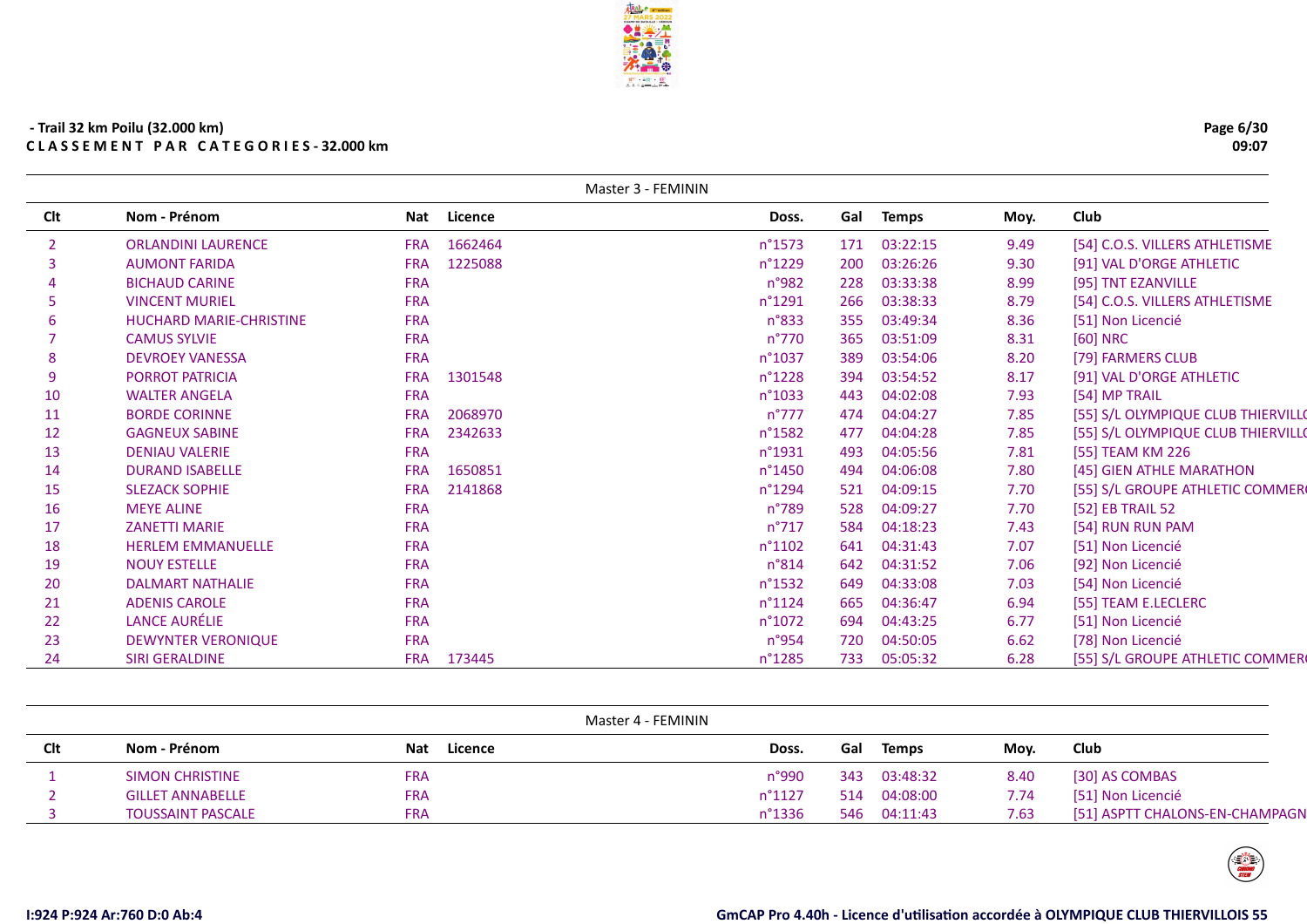- Trail 32 km Poilu (32.000 km)

**C L A S S E M E N T  P A R  C A T E G O R I E S - 32.000 km**

09:07

## Master 3 - FEMININ

| Clt | Nom - Prénom | Nat | Licence | Doss. | Gal | Temps | Moy. | Club |
|---|---|---|---|---|---|---|---|---|
| 2 | ORLANDINI LAURENCE | FRA | 1662464 | n°1573 | 171 | 03:22:15 | 9.49 | [54] C.O.S. VILLERS ATHLETISME |
| 3 | AUMONT FARIDA | FRA | 1225088 | n°1229 | 200 | 03:26:26 | 9.30 | [91] VAL D'ORGE ATHLETIC |
| 4 | BICHAUD CARINE | FRA | | n°982 | 228 | 03:33:38 | 8.99 | [95] TNT EZANVILLE |
| 5 | VINCENT MURIEL | FRA | | n°1291 | 266 | 03:38:33 | 8.79 | [54] C.O.S. VILLERS ATHLETISME |
| 6 | HUCHARD MARIE-CHRISTINE | FRA | | n°833 | 355 | 03:49:34 | 8.36 | [51] Non Licencié |
| 7 | CAMUS SYLVIE | FRA | | n°770 | 365 | 03:51:09 | 8.31 | [60] NRC |
| 8 | DEVROEY VANESSA | FRA | | n°1037 | 389 | 03:54:06 | 8.20 | [79] FARMERS CLUB |
| 9 | PORROT PATRICIA | FRA | 1301548 | n°1228 | 394 | 03:54:52 | 8.17 | [91] VAL D'ORGE ATHLETIC |
| 10 | WALTER ANGELA | FRA | | n°1033 | 443 | 04:02:08 | 7.93 | [54] MP TRAIL |
| 11 | BORDE CORINNE | FRA | 2068970 | n°777 | 474 | 04:04:27 | 7.85 | [55] S/L OLYMPIQUE CLUB THIERVILLO |
| 12 | GAGNEUX SABINE | FRA | 2342633 | n°1582 | 477 | 04:04:28 | 7.85 | [55] S/L OLYMPIQUE CLUB THIERVILLO |
| 13 | DENIAU VALERIE | FRA | | n°1931 | 493 | 04:05:56 | 7.81 | [55] TEAM KM 226 |
| 14 | DURAND ISABELLE | FRA | 1650851 | n°1450 | 494 | 04:06:08 | 7.80 | [45] GIEN ATHLE MARATHON |
| 15 | SLEZACK SOPHIE | FRA | 2141868 | n°1294 | 521 | 04:09:15 | 7.70 | [55] S/L GROUPE ATHLETIC COMMERC |
| 16 | MEYE ALINE | FRA | | n°789 | 528 | 04:09:27 | 7.70 | [52] EB TRAIL 52 |
| 17 | ZANETTI MARIE | FRA | | n°717 | 584 | 04:18:23 | 7.43 | [54] RUN RUN PAM |
| 18 | HERLEM EMMANUELLE | FRA | | n°1102 | 641 | 04:31:43 | 7.07 | [51] Non Licencié |
| 19 | NOUY ESTELLE | FRA | | n°814 | 642 | 04:31:52 | 7.06 | [92] Non Licencié |
| 20 | DALMART NATHALIE | FRA | | n°1532 | 649 | 04:33:08 | 7.03 | [54] Non Licencié |
| 21 | ADENIS CAROLE | FRA | | n°1124 | 665 | 04:36:47 | 6.94 | [55] TEAM E.LECLERC |
| 22 | LANCE AURÉLIE | FRA | | n°1072 | 694 | 04:43:25 | 6.77 | [51] Non Licencié |
| 23 | DEWYNTER VERONIQUE | FRA | | n°954 | 720 | 04:50:05 | 6.62 | [78] Non Licencié |
| 24 | SIRI GERALDINE | FRA | 173445 | n°1285 | 733 | 05:05:32 | 6.28 | [55] S/L GROUPE ATHLETIC COMMERC |

## Master 4 - FEMININ

| Clt | Nom - Prénom | Nat | Licence | Doss. | Gal | Temps | Moy. | Club |
|---|---|---|---|---|---|---|---|---|
| 1 | SIMON CHRISTINE | FRA | | n°990 | 343 | 03:48:32 | 8.40 | [30] AS COMBAS |
| 2 | GILLET ANNABELLE | FRA | | n°1127 | 514 | 04:08:00 | 7.74 | [51] Non Licencié |
| 3 | TOUSSAINT PASCALE | FRA | | n°1336 | 546 | 04:11:43 | 7.63 | [51] ASPTT CHALONS-EN-CHAMPAGN |

I:924 P:924 Ar:760 D:0 Ab:4

GmCAP Pro 4.40h - Licence d'utilisation accordée à OLYMPIQUE CLUB THIERVILLOIS 55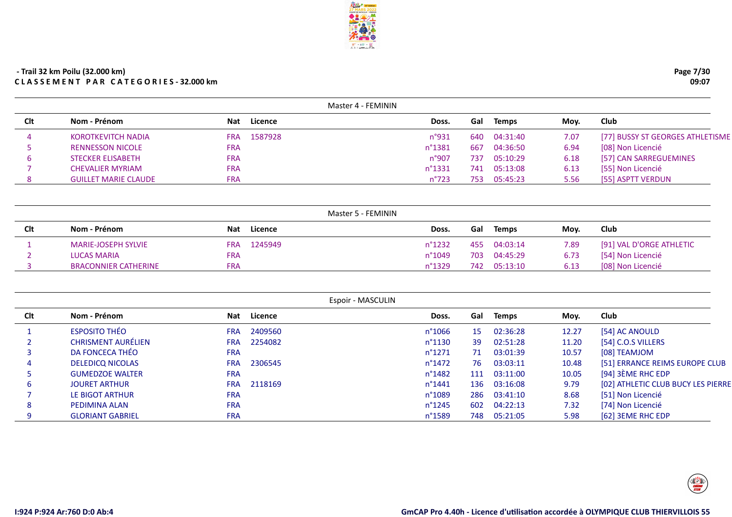**- Trail 32 km Poilu (32.000 km)**

**C L A S S E M E N T   P A R   C A T E G O R I E S - 32.000 km**

### Master 4 - FEMININ

| Clt | Nom - Prénom | Nat | Licence | Doss. | Gal | Temps | Moy. | Club |
|---|---|---|---|---|---|---|---|---|
| 4 | KOROTKEVITCH NADIA | FRA | 1587928 | n°931 | 640 | 04:31:40 | 7.07 | [77] BUSSY ST GEORGES ATHLETISME |
| 5 | RENNESSON NICOLE | FRA | | n°1381 | 667 | 04:36:50 | 6.94 | [08] Non Licencié |
| 6 | STECKER ELISABETH | FRA | | n°907 | 737 | 05:10:29 | 6.18 | [57] CAN SARREGUEMINES |
| 7 | CHEVALIER MYRIAM | FRA | | n°1331 | 741 | 05:13:08 | 6.13 | [55] Non Licencié |
| 8 | GUILLET MARIE CLAUDE | FRA | | n°723 | 753 | 05:45:23 | 5.56 | [55] ASPTT VERDUN |

### Master 5 - FEMININ

| Clt | Nom - Prénom | Nat | Licence | Doss. | Gal | Temps | Moy. | Club |
|---|---|---|---|---|---|---|---|---|
| 1 | MARIE-JOSEPH SYLVIE | FRA | 1245949 | n°1232 | 455 | 04:03:14 | 7.89 | [91] VAL D'ORGE ATHLETIC |
| 2 | LUCAS MARIA | FRA | | n°1049 | 703 | 04:45:29 | 6.73 | [54] Non Licencié |
| 3 | BRACONNIER CATHERINE | FRA | | n°1329 | 742 | 05:13:10 | 6.13 | [08] Non Licencié |

### Espoir - MASCULIN

| Clt | Nom - Prénom | Nat | Licence | Doss. | Gal | Temps | Moy. | Club |
|---|---|---|---|---|---|---|---|---|
| 1 | ESPOSITO THÉO | FRA | 2409560 | n°1066 | 15 | 02:36:28 | 12.27 | [54] AC ANOULD |
| 2 | CHRISMENT AURÉLIEN | FRA | 2254082 | n°1130 | 39 | 02:51:28 | 11.20 | [54] C.O.S VILLERS |
| 3 | DA FONCECA THÉO | FRA | | n°1271 | 71 | 03:01:39 | 10.57 | [08] TEAMJOM |
| 4 | DELEDICQ NICOLAS | FRA | 2306545 | n°1472 | 76 | 03:03:11 | 10.48 | [51] ERRANCE REIMS EUROPE CLUB |
| 5 | GUMEDZOE WALTER | FRA | | n°1482 | 111 | 03:11:00 | 10.05 | [94] 3ÈME RHC EDP |
| 6 | JOURET ARTHUR | FRA | 2118169 | n°1441 | 136 | 03:16:08 | 9.79 | [02] ATHLETIC CLUB BUCY LES PIERRE |
| 7 | LE BIGOT ARTHUR | FRA | | n°1089 | 286 | 03:41:10 | 8.68 | [51] Non Licencié |
| 8 | PEDIMINA ALAN | FRA | | n°1245 | 602 | 04:22:13 | 7.32 | [74] Non Licencié |
| 9 | GLORIANT GABRIEL | FRA | | n°1589 | 748 | 05:21:05 | 5.98 | [62] 3EME RHC EDP |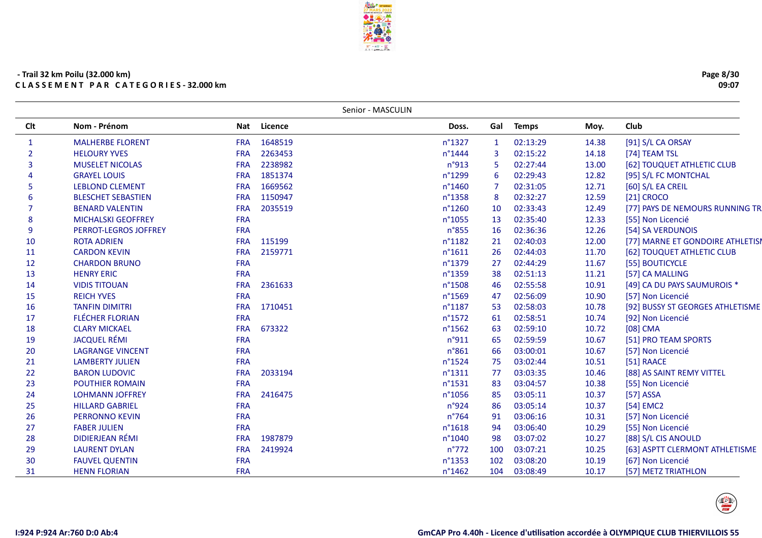- Trail 32 km Poilu (32.000 km)

**C L A S S E M E N T   P A R   C A T E G O R I E S - 32.000 km**

Senior - MASCULIN

| Clt | Nom - Prénom | Nat | Licence | Doss. | Gal | Temps | Moy. | Club |
|---|---|---|---|---|---|---|---|---|
| 1 | MALHERBE FLORENT | FRA | 1648519 | n°1327 | 1 | 02:13:29 | 14.38 | [91] S/L CA ORSAY |
| 2 | HELOURY YVES | FRA | 2263453 | n°1444 | 3 | 02:15:22 | 14.18 | [74] TEAM TSL |
| 3 | MUSELET NICOLAS | FRA | 2238982 | n°913 | 5 | 02:27:44 | 13.00 | [62] TOUQUET ATHLETIC CLUB |
| 4 | GRAYEL LOUIS | FRA | 1851374 | n°1299 | 6 | 02:29:43 | 12.82 | [95] S/L FC MONTCHAL |
| 5 | LEBLOND CLEMENT | FRA | 1669562 | n°1460 | 7 | 02:31:05 | 12.71 | [60] S/L EA CREIL |
| 6 | BLESCHET SEBASTIEN | FRA | 1150947 | n°1358 | 8 | 02:32:27 | 12.59 | [21] CROCO |
| 7 | BENARD VALENTIN | FRA | 2035519 | n°1260 | 10 | 02:33:43 | 12.49 | [77] PAYS DE NEMOURS RUNNING TR |
| 8 | MICHALSKI GEOFFREY | FRA | | n°1055 | 13 | 02:35:40 | 12.33 | [55] Non Licencié |
| 9 | PERROT-LEGROS JOFFREY | FRA | | n°855 | 16 | 02:36:36 | 12.26 | [54] SA VERDUNOIS |
| 10 | ROTA ADRIEN | FRA | 115199 | n°1182 | 21 | 02:40:03 | 12.00 | [77] MARNE ET GONDOIRE ATHLETISM |
| 11 | CARDON KEVIN | FRA | 2159771 | n°1611 | 26 | 02:44:03 | 11.70 | [62] TOUQUET ATHLETIC CLUB |
| 12 | CHARDON BRUNO | FRA | | n°1379 | 27 | 02:44:29 | 11.67 | [55] BOUTICYCLE |
| 13 | HENRY ERIC | FRA | | n°1359 | 38 | 02:51:13 | 11.21 | [57] CA MALLING |
| 14 | VIDIS TITOUAN | FRA | 2361633 | n°1508 | 46 | 02:55:58 | 10.91 | [49] CA DU PAYS SAUMUROIS * |
| 15 | REICH YVES | FRA | | n°1569 | 47 | 02:56:09 | 10.90 | [57] Non Licencié |
| 16 | TANFIN DIMITRI | FRA | 1710451 | n°1187 | 53 | 02:58:03 | 10.78 | [92] BUSSY ST GEORGES ATHLETISME |
| 17 | FLÉCHER FLORIAN | FRA | | n°1572 | 61 | 02:58:51 | 10.74 | [92] Non Licencié |
| 18 | CLARY MICKAEL | FRA | 673322 | n°1562 | 63 | 02:59:10 | 10.72 | [08] CMA |
| 19 | JACQUEL RÉMI | FRA | | n°911 | 65 | 02:59:59 | 10.67 | [51] PRO TEAM SPORTS |
| 20 | LAGRANGE VINCENT | FRA | | n°861 | 66 | 03:00:01 | 10.67 | [57] Non Licencié |
| 21 | LAMBERTY JULIEN | FRA | | n°1524 | 75 | 03:02:44 | 10.51 | [51] RAACE |
| 22 | BARON LUDOVIC | FRA | 2033194 | n°1311 | 77 | 03:03:35 | 10.46 | [88] AS SAINT REMY VITTEL |
| 23 | POUTHIER ROMAIN | FRA | | n°1531 | 83 | 03:04:57 | 10.38 | [55] Non Licencié |
| 24 | LOHMANN JOFFREY | FRA | 2416475 | n°1056 | 85 | 03:05:11 | 10.37 | [57] ASSA |
| 25 | HILLARD GABRIEL | FRA | | n°924 | 86 | 03:05:14 | 10.37 | [54] EMC2 |
| 26 | PERRONNO KEVIN | FRA | | n°764 | 91 | 03:06:16 | 10.31 | [57] Non Licencié |
| 27 | FABER JULIEN | FRA | | n°1618 | 94 | 03:06:40 | 10.29 | [55] Non Licencié |
| 28 | DIDIERJEAN RÉMI | FRA | 1987879 | n°1040 | 98 | 03:07:02 | 10.27 | [88] S/L CIS ANOULD |
| 29 | LAURENT DYLAN | FRA | 2419924 | n°772 | 100 | 03:07:21 | 10.25 | [63] ASPTT CLERMONT ATHLETISME |
| 30 | FAUVEL QUENTIN | FRA | | n°1353 | 102 | 03:08:20 | 10.19 | [67] Non Licencié |
| 31 | HENN FLORIAN | FRA | | n°1462 | 104 | 03:08:49 | 10.17 | [57] METZ TRIATHLON |

I:924 P:924 Ar:760 D:0 Ab:4

GmCAP Pro 4.40h - Licence d'utilisation accordée à OLYMPIQUE CLUB THIERVILLOIS 55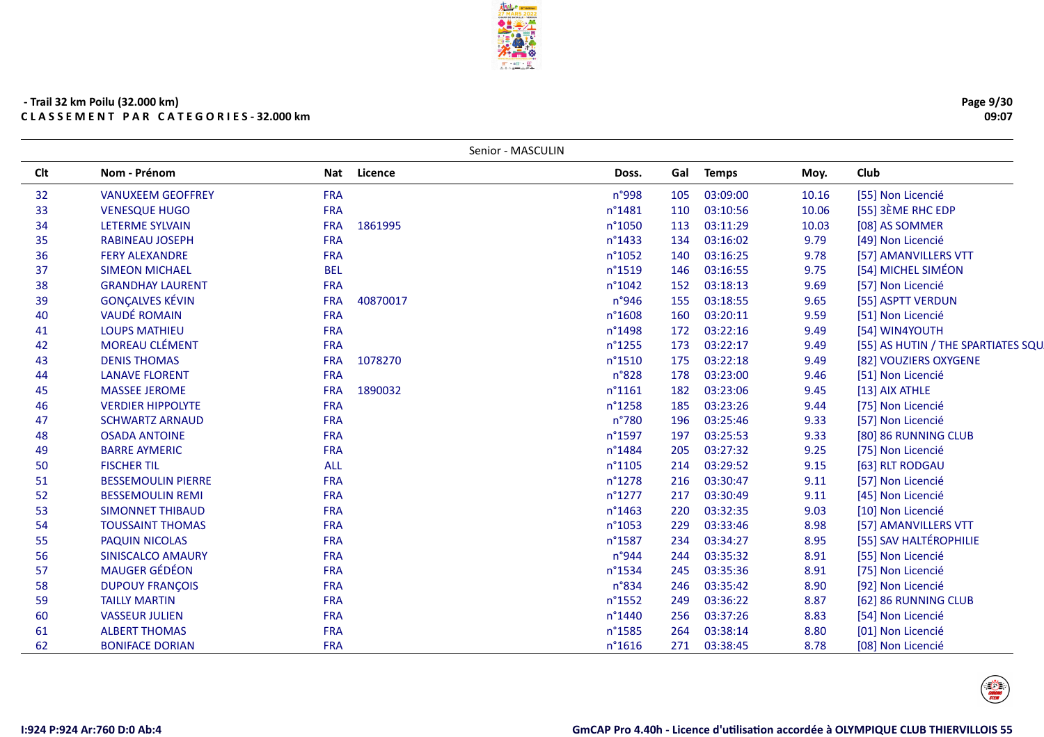- Trail 32 km Poilu (32.000 km)

C L A S S E M E N T   P A R   C A T E G O R I E S - 32.000 km

Senior - MASCULIN

| Clt | Nom - Prénom | Nat | Licence | Doss. | Gal | Temps | Moy. | Club |
|---|---|---|---|---|---|---|---|---|
| 32 | VANUXEEM GEOFFREY | FRA | | n°998 | 105 | 03:09:00 | 10.16 | [55] Non Licencié |
| 33 | VENESQUE HUGO | FRA | | n°1481 | 110 | 03:10:56 | 10.06 | [55] 3ÈME RHC EDP |
| 34 | LETERME SYLVAIN | FRA | 1861995 | n°1050 | 113 | 03:11:29 | 10.03 | [08] AS SOMMER |
| 35 | RABINEAU JOSEPH | FRA | | n°1433 | 134 | 03:16:02 | 9.79 | [49] Non Licencié |
| 36 | FERY ALEXANDRE | FRA | | n°1052 | 140 | 03:16:25 | 9.78 | [57] AMANVILLERS VTT |
| 37 | SIMEON MICHAEL | BEL | | n°1519 | 146 | 03:16:55 | 9.75 | [54] MICHEL SIMÉON |
| 38 | GRANDHAY LAURENT | FRA | | n°1042 | 152 | 03:18:13 | 9.69 | [57] Non Licencié |
| 39 | GONÇALVES KÉVIN | FRA | 40870017 | n°946 | 155 | 03:18:55 | 9.65 | [55] ASPTT VERDUN |
| 40 | VAUDÉ ROMAIN | FRA | | n°1608 | 160 | 03:20:11 | 9.59 | [51] Non Licencié |
| 41 | LOUPS MATHIEU | FRA | | n°1498 | 172 | 03:22:16 | 9.49 | [54] WIN4YOUTH |
| 42 | MOREAU CLÉMENT | FRA | | n°1255 | 173 | 03:22:17 | 9.49 | [55] AS HUTIN / THE SPARTIATES SQU |
| 43 | DENIS THOMAS | FRA | 1078270 | n°1510 | 175 | 03:22:18 | 9.49 | [82] VOUZIERS OXYGENE |
| 44 | LANAVE FLORENT | FRA | | n°828 | 178 | 03:23:00 | 9.46 | [51] Non Licencié |
| 45 | MASSEE JEROME | FRA | 1890032 | n°1161 | 182 | 03:23:06 | 9.45 | [13] AIX ATHLE |
| 46 | VERDIER HIPPOLYTE | FRA | | n°1258 | 185 | 03:23:26 | 9.44 | [75] Non Licencié |
| 47 | SCHWARTZ ARNAUD | FRA | | n°780 | 196 | 03:25:46 | 9.33 | [57] Non Licencié |
| 48 | OSADA ANTOINE | FRA | | n°1597 | 197 | 03:25:53 | 9.33 | [80] 86 RUNNING CLUB |
| 49 | BARRE AYMERIC | FRA | | n°1484 | 205 | 03:27:32 | 9.25 | [75] Non Licencié |
| 50 | FISCHER TIL | ALL | | n°1105 | 214 | 03:29:52 | 9.15 | [63] RLT RODGAU |
| 51 | BESSEMOULIN PIERRE | FRA | | n°1278 | 216 | 03:30:47 | 9.11 | [57] Non Licencié |
| 52 | BESSEMOULIN REMI | FRA | | n°1277 | 217 | 03:30:49 | 9.11 | [45] Non Licencié |
| 53 | SIMONNET THIBAUD | FRA | | n°1463 | 220 | 03:32:35 | 9.03 | [10] Non Licencié |
| 54 | TOUSSAINT THOMAS | FRA | | n°1053 | 229 | 03:33:46 | 8.98 | [57] AMANVILLERS VTT |
| 55 | PAQUIN NICOLAS | FRA | | n°1587 | 234 | 03:34:27 | 8.95 | [55] SAV HALTÉROPHILIE |
| 56 | SINISCALCO AMAURY | FRA | | n°944 | 244 | 03:35:32 | 8.91 | [55] Non Licencié |
| 57 | MAUGER GÉDÉON | FRA | | n°1534 | 245 | 03:35:36 | 8.91 | [75] Non Licencié |
| 58 | DUPOUY FRANÇOIS | FRA | | n°834 | 246 | 03:35:42 | 8.90 | [92] Non Licencié |
| 59 | TAILLY MARTIN | FRA | | n°1552 | 249 | 03:36:22 | 8.87 | [62] 86 RUNNING CLUB |
| 60 | VASSEUR JULIEN | FRA | | n°1440 | 256 | 03:37:26 | 8.83 | [54] Non Licencié |
| 61 | ALBERT THOMAS | FRA | | n°1585 | 264 | 03:38:14 | 8.80 | [01] Non Licencié |
| 62 | BONIFACE DORIAN | FRA | | n°1616 | 271 | 03:38:45 | 8.78 | [08] Non Licencié |

I:924 P:924 Ar:760 D:0 Ab:4

GmCAP Pro 4.40h - Licence d'utilisation accordée à OLYMPIQUE CLUB THIERVILLOIS 55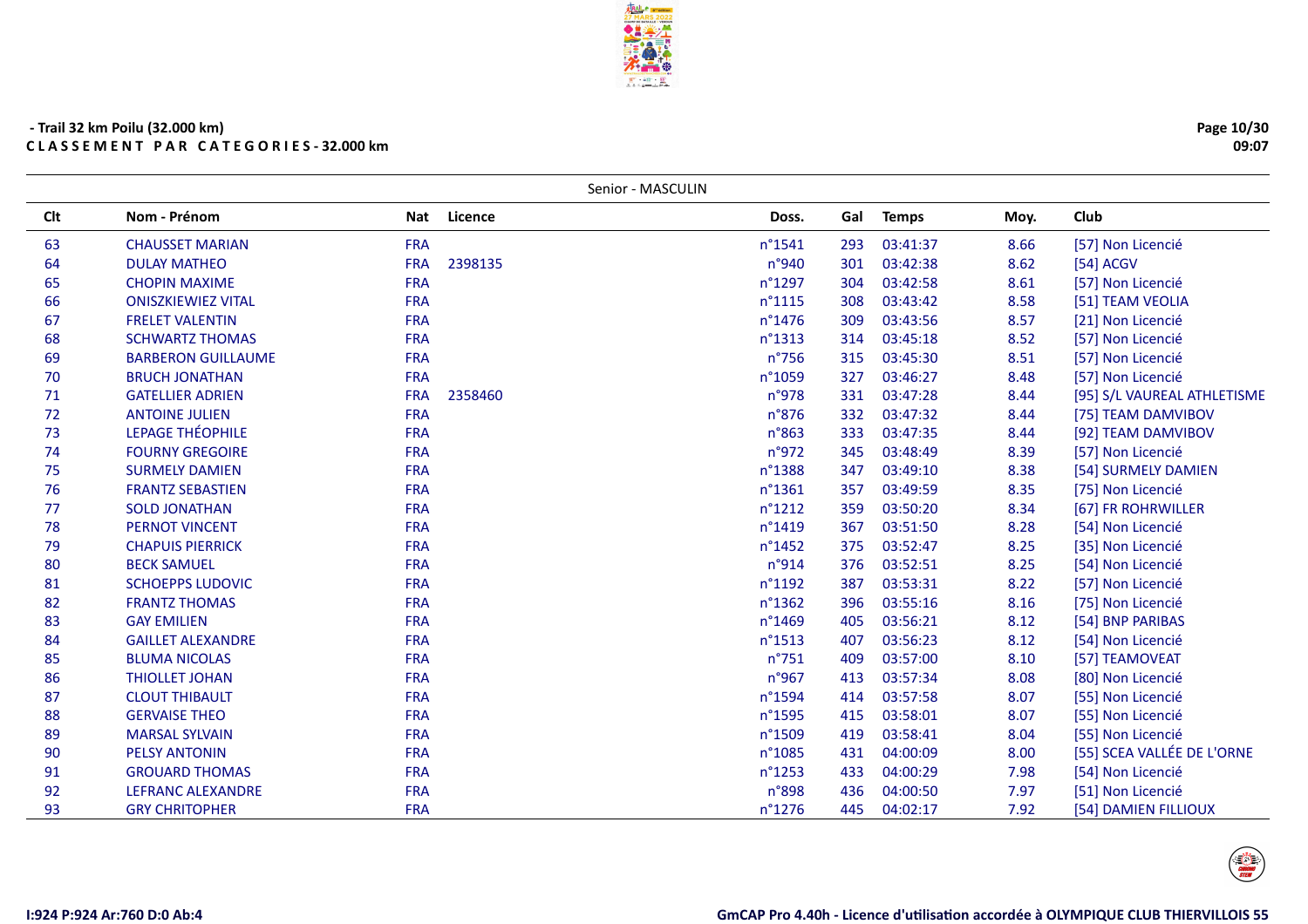- Trail 32 km Poilu (32.000 km)

**C L A S S E M E N T   P A R   C A T E G O R I E S - 32.000 km**

Senior - MASCULIN

| Clt | Nom - Prénom | Nat | Licence | Doss. | Gal | Temps | Moy. | Club |
|---|---|---|---|---|---|---|---|---|
| 63 | CHAUSSET MARIAN | FRA | | n°1541 | 293 | 03:41:37 | 8.66 | [57] Non Licencié |
| 64 | DULAY MATHEO | FRA | 2398135 | n°940 | 301 | 03:42:38 | 8.62 | [54] ACGV |
| 65 | CHOPIN MAXIME | FRA | | n°1297 | 304 | 03:42:58 | 8.61 | [57] Non Licencié |
| 66 | ONISZKIEWIZ VITAL | FRA | | n°1115 | 308 | 03:43:42 | 8.58 | [51] TEAM VEOLIA |
| 67 | FRELET VALENTIN | FRA | | n°1476 | 309 | 03:43:56 | 8.57 | [21] Non Licencié |
| 68 | SCHWARTZ THOMAS | FRA | | n°1313 | 314 | 03:45:18 | 8.52 | [57] Non Licencié |
| 69 | BARBERON GUILLAUME | FRA | | n°756 | 315 | 03:45:30 | 8.51 | [57] Non Licencié |
| 70 | BRUCH JONATHAN | FRA | | n°1059 | 327 | 03:46:27 | 8.48 | [57] Non Licencié |
| 71 | GATELLIER ADRIEN | FRA | 2358460 | n°978 | 331 | 03:47:28 | 8.44 | [95] S/L VAUREAL ATHLETISME |
| 72 | ANTOINE JULIEN | FRA | | n°876 | 332 | 03:47:32 | 8.44 | [75] TEAM DAMVIBOV |
| 73 | LEPAGE THÉOPHILE | FRA | | n°863 | 333 | 03:47:35 | 8.44 | [92] TEAM DAMVIBOV |
| 74 | FOURNY GREGOIRE | FRA | | n°972 | 345 | 03:48:49 | 8.39 | [57] Non Licencié |
| 75 | SURMELY DAMIEN | FRA | | n°1388 | 347 | 03:49:10 | 8.38 | [54] SURMELY DAMIEN |
| 76 | FRANTZ SEBASTIEN | FRA | | n°1361 | 357 | 03:49:59 | 8.35 | [75] Non Licencié |
| 77 | SOLD JONATHAN | FRA | | n°1212 | 359 | 03:50:20 | 8.34 | [67] FR ROHRWILLER |
| 78 | PERNOT VINCENT | FRA | | n°1419 | 367 | 03:51:50 | 8.28 | [54] Non Licencié |
| 79 | CHAPUIS PIERRICK | FRA | | n°1452 | 375 | 03:52:47 | 8.25 | [35] Non Licencié |
| 80 | BECK SAMUEL | FRA | | n°914 | 376 | 03:52:51 | 8.25 | [54] Non Licencié |
| 81 | SCHOEPPS LUDOVIC | FRA | | n°1192 | 387 | 03:53:31 | 8.22 | [57] Non Licencié |
| 82 | FRANTZ THOMAS | FRA | | n°1362 | 396 | 03:55:16 | 8.16 | [75] Non Licencié |
| 83 | GAY EMILIEN | FRA | | n°1469 | 405 | 03:56:21 | 8.12 | [54] BNP PARIBAS |
| 84 | GAILLET ALEXANDRE | FRA | | n°1513 | 407 | 03:56:23 | 8.12 | [54] Non Licencié |
| 85 | BLUMA NICOLAS | FRA | | n°751 | 409 | 03:57:00 | 8.10 | [57] TEAMOVEAT |
| 86 | THIOLLET JOHAN | FRA | | n°967 | 413 | 03:57:34 | 8.08 | [80] Non Licencié |
| 87 | CLOUT THIBAULT | FRA | | n°1594 | 414 | 03:57:58 | 8.07 | [55] Non Licencié |
| 88 | GERVAISE THEO | FRA | | n°1595 | 415 | 03:58:01 | 8.07 | [55] Non Licencié |
| 89 | MARSAL SYLVAIN | FRA | | n°1509 | 419 | 03:58:41 | 8.04 | [55] Non Licencié |
| 90 | PELSY ANTONIN | FRA | | n°1085 | 431 | 04:00:09 | 8.00 | [55] SCEA VALLÉE DE L'ORNE |
| 91 | GROUARD THOMAS | FRA | | n°1253 | 433 | 04:00:29 | 7.98 | [54] Non Licencié |
| 92 | LEFRANC ALEXANDRE | FRA | | n°898 | 436 | 04:00:50 | 7.97 | [51] Non Licencié |
| 93 | GRY CHRITOPHER | FRA | | n°1276 | 445 | 04:02:17 | 7.92 | [54] DAMIEN FILLIOUX |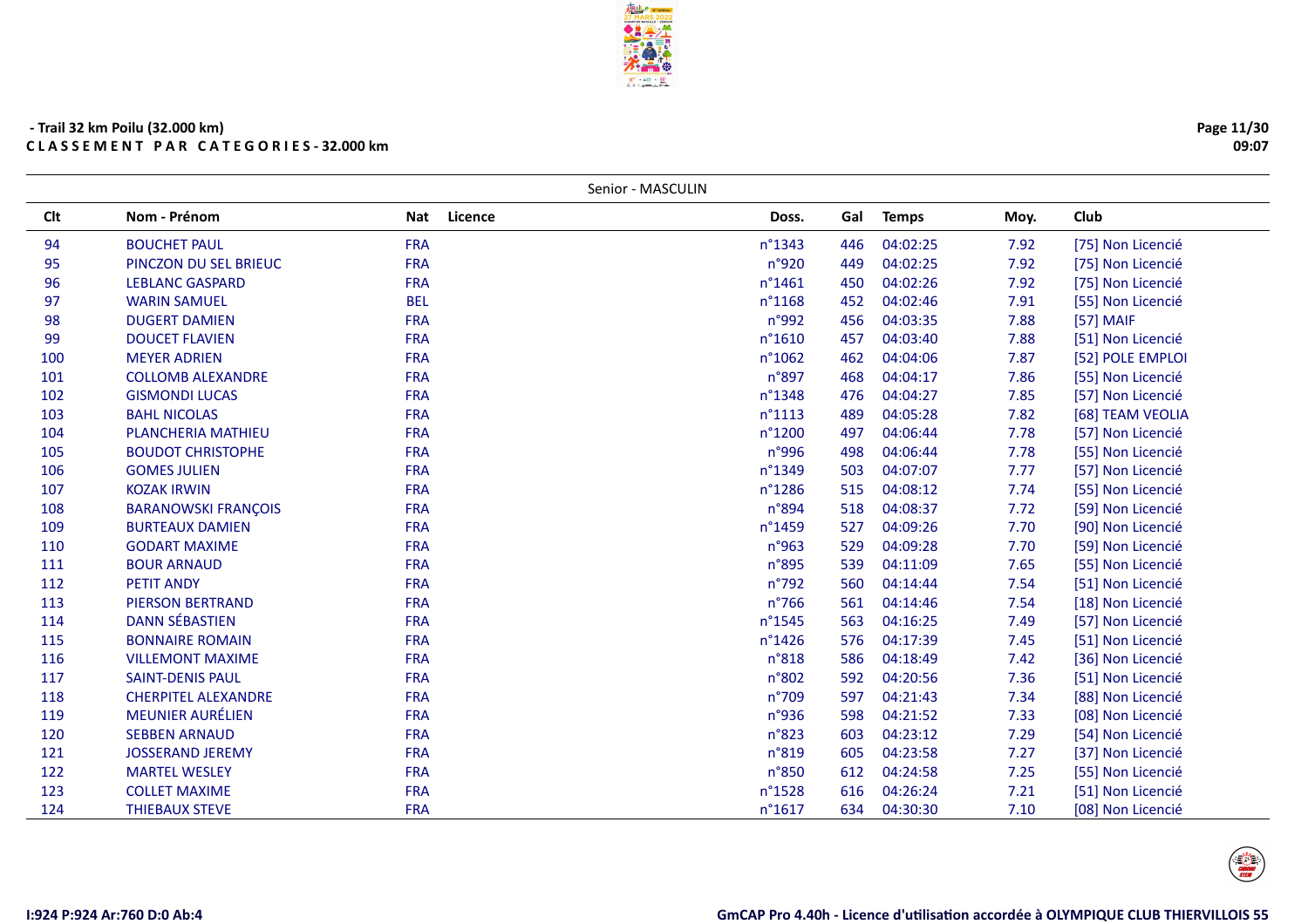- Trail 32 km Poilu (32.000 km)

**C L A S S E M E N T   P A R   C A T E G O R I E S - 32.000 km**

Senior - MASCULIN

| Clt | Nom - Prénom | Nat | Licence | Doss. | Gal | Temps | Moy. | Club |
|---|---|---|---|---|---|---|---|---|
| 94 | BOUCHET PAUL | FRA | | n°1343 | 446 | 04:02:25 | 7.92 | [75] Non Licencié |
| 95 | PINCZON DU SEL BRIEUC | FRA | | n°920 | 449 | 04:02:25 | 7.92 | [75] Non Licencié |
| 96 | LEBLANC GASPARD | FRA | | n°1461 | 450 | 04:02:26 | 7.92 | [75] Non Licencié |
| 97 | WARIN SAMUEL | BEL | | n°1168 | 452 | 04:02:46 | 7.91 | [55] Non Licencié |
| 98 | DUGERT DAMIEN | FRA | | n°992 | 456 | 04:03:35 | 7.88 | [57] MAIF |
| 99 | DOUCET FLAVIEN | FRA | | n°1610 | 457 | 04:03:40 | 7.88 | [51] Non Licencié |
| 100 | MEYER ADRIEN | FRA | | n°1062 | 462 | 04:04:06 | 7.87 | [52] POLE EMPLOI |
| 101 | COLLOMB ALEXANDRE | FRA | | n°897 | 468 | 04:04:17 | 7.86 | [55] Non Licencié |
| 102 | GISMONDI LUCAS | FRA | | n°1348 | 476 | 04:04:27 | 7.85 | [57] Non Licencié |
| 103 | BAHL NICOLAS | FRA | | n°1113 | 489 | 04:05:28 | 7.82 | [68] TEAM VEOLIA |
| 104 | PLANCHERIA MATHIEU | FRA | | n°1200 | 497 | 04:06:44 | 7.78 | [57] Non Licencié |
| 105 | BOUDOT CHRISTOPHE | FRA | | n°996 | 498 | 04:06:44 | 7.78 | [55] Non Licencié |
| 106 | GOMES JULIEN | FRA | | n°1349 | 503 | 04:07:07 | 7.77 | [57] Non Licencié |
| 107 | KOZAK IRWIN | FRA | | n°1286 | 515 | 04:08:12 | 7.74 | [55] Non Licencié |
| 108 | BARANOWSKI FRANÇOIS | FRA | | n°894 | 518 | 04:08:37 | 7.72 | [59] Non Licencié |
| 109 | BURTEAUX DAMIEN | FRA | | n°1459 | 527 | 04:09:26 | 7.70 | [90] Non Licencié |
| 110 | GODART MAXIME | FRA | | n°963 | 529 | 04:09:28 | 7.70 | [59] Non Licencié |
| 111 | BOUR ARNAUD | FRA | | n°895 | 539 | 04:11:09 | 7.65 | [55] Non Licencié |
| 112 | PETIT ANDY | FRA | | n°792 | 560 | 04:14:44 | 7.54 | [51] Non Licencié |
| 113 | PIERSON BERTRAND | FRA | | n°766 | 561 | 04:14:46 | 7.54 | [18] Non Licencié |
| 114 | DANN SÉBASTIEN | FRA | | n°1545 | 563 | 04:16:25 | 7.49 | [57] Non Licencié |
| 115 | BONNAIRE ROMAIN | FRA | | n°1426 | 576 | 04:17:39 | 7.45 | [51] Non Licencié |
| 116 | VILLEMONT MAXIME | FRA | | n°818 | 586 | 04:18:49 | 7.42 | [36] Non Licencié |
| 117 | SAINT-DENIS PAUL | FRA | | n°802 | 592 | 04:20:56 | 7.36 | [51] Non Licencié |
| 118 | CHERPITEL ALEXANDRE | FRA | | n°709 | 597 | 04:21:43 | 7.34 | [88] Non Licencié |
| 119 | MEUNIER AURÉLIEN | FRA | | n°936 | 598 | 04:21:52 | 7.33 | [08] Non Licencié |
| 120 | SEBBEN ARNAUD | FRA | | n°823 | 603 | 04:23:12 | 7.29 | [54] Non Licencié |
| 121 | JOSSERAND JEREMY | FRA | | n°819 | 605 | 04:23:58 | 7.27 | [37] Non Licencié |
| 122 | MARTEL WESLEY | FRA | | n°850 | 612 | 04:24:58 | 7.25 | [55] Non Licencié |
| 123 | COLLET MAXIME | FRA | | n°1528 | 616 | 04:26:24 | 7.21 | [51] Non Licencié |
| 124 | THIEBAUX STEVE | FRA | | n°1617 | 634 | 04:30:30 | 7.10 | [08] Non Licencié |

I:924 P:924 Ar:760 D:0 Ab:4

GmCAP Pro 4.40h - Licence d'utilisation accordée à OLYMPIQUE CLUB THIERVILLOIS 55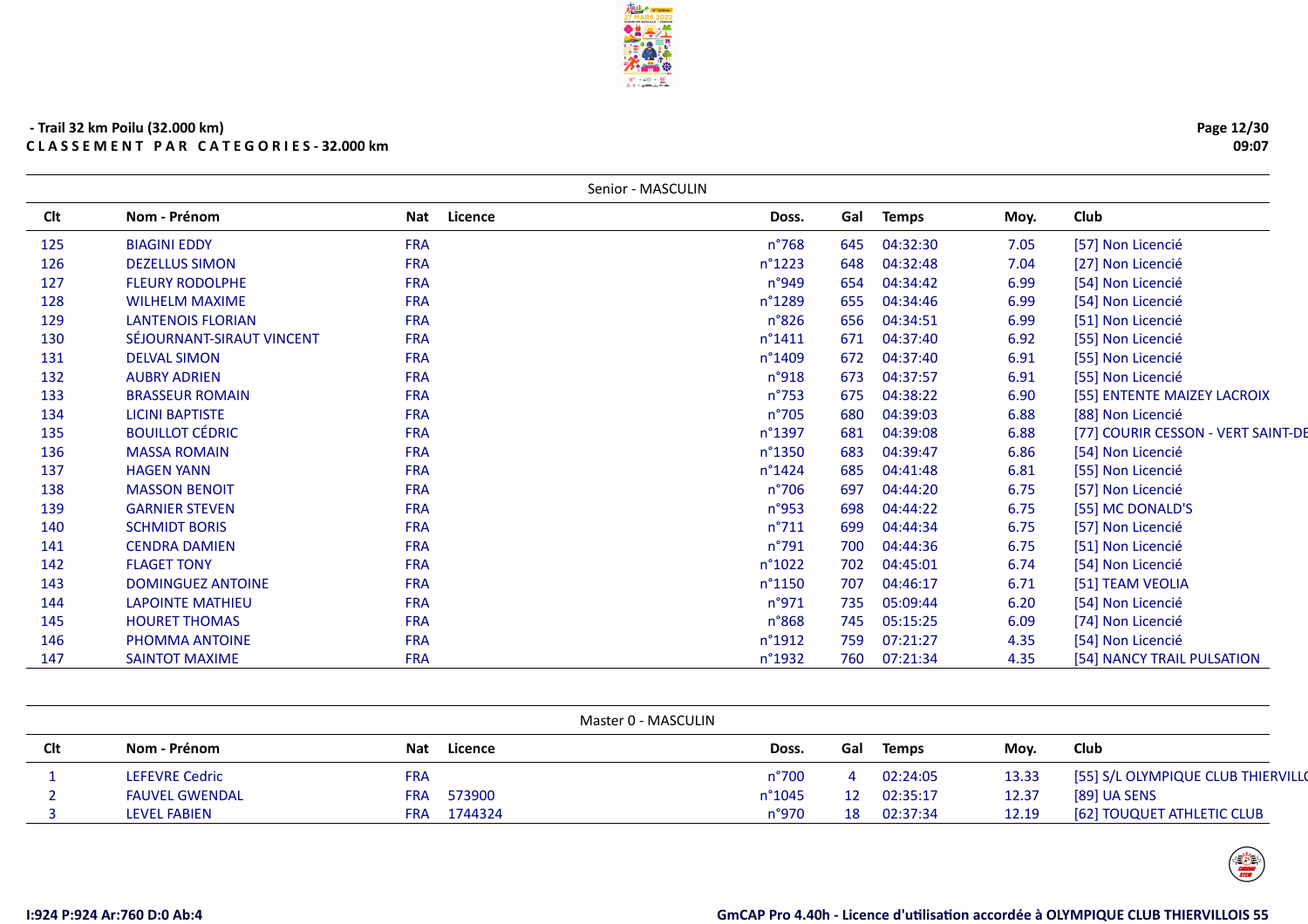- Trail 32 km Poilu (32.000 km)

CLASSEMENT PAR CATEGORIES - 32.000 km

### Senior - MASCULIN

| Clt | Nom - Prénom | Nat | Licence | Doss. | Gal | Temps | Moy. | Club |
|---|---|---|---|---|---|---|---|---|
| 125 | BIAGINI EDDY | FRA | | n°768 | 645 | 04:32:30 | 7.05 | [57] Non Licencié |
| 126 | DEZELLUS SIMON | FRA | | n°1223 | 648 | 04:32:48 | 7.04 | [27] Non Licencié |
| 127 | FLEURY RODOLPHE | FRA | | n°949 | 654 | 04:34:42 | 6.99 | [54] Non Licencié |
| 128 | WILHELM MAXIME | FRA | | n°1289 | 655 | 04:34:46 | 6.99 | [54] Non Licencié |
| 129 | LANTENOIS FLORIAN | FRA | | n°826 | 656 | 04:34:51 | 6.99 | [51] Non Licencié |
| 130 | SÉJOURNANT-SIRAUT VINCENT | FRA | | n°1411 | 671 | 04:37:40 | 6.92 | [55] Non Licencié |
| 131 | DELVAL SIMON | FRA | | n°1409 | 672 | 04:37:40 | 6.91 | [55] Non Licencié |
| 132 | AUBRY ADRIEN | FRA | | n°918 | 673 | 04:37:57 | 6.91 | [55] Non Licencié |
| 133 | BRASSEUR ROMAIN | FRA | | n°753 | 675 | 04:38:22 | 6.90 | [55] ENTENTE MAIZEY LACROIX |
| 134 | LICINI BAPTISTE | FRA | | n°705 | 680 | 04:39:03 | 6.88 | [88] Non Licencié |
| 135 | BOUILLOT CÉDRIC | FRA | | n°1397 | 681 | 04:39:08 | 6.88 | [77] COURIR CESSON - VERT SAINT-DE |
| 136 | MASSA ROMAIN | FRA | | n°1350 | 683 | 04:39:47 | 6.86 | [54] Non Licencié |
| 137 | HAGEN YANN | FRA | | n°1424 | 685 | 04:41:48 | 6.81 | [55] Non Licencié |
| 138 | MASSON BENOIT | FRA | | n°706 | 697 | 04:44:20 | 6.75 | [57] Non Licencié |
| 139 | GARNIER STEVEN | FRA | | n°953 | 698 | 04:44:22 | 6.75 | [55] MC DONALD'S |
| 140 | SCHMIDT BORIS | FRA | | n°711 | 699 | 04:44:34 | 6.75 | [57] Non Licencié |
| 141 | CENDRA DAMIEN | FRA | | n°791 | 700 | 04:44:36 | 6.75 | [51] Non Licencié |
| 142 | FLAGET TONY | FRA | | n°1022 | 702 | 04:45:01 | 6.74 | [54] Non Licencié |
| 143 | DOMINGUEZ ANTOINE | FRA | | n°1150 | 707 | 04:46:17 | 6.71 | [51] TEAM VEOLIA |
| 144 | LAPOINTE MATHIEU | FRA | | n°971 | 735 | 05:09:44 | 6.20 | [54] Non Licencié |
| 145 | HOURET THOMAS | FRA | | n°868 | 745 | 05:15:25 | 6.09 | [74] Non Licencié |
| 146 | PHOMMA ANTOINE | FRA | | n°1912 | 759 | 07:21:27 | 4.35 | [54] Non Licencié |
| 147 | SAINTOT MAXIME | FRA | | n°1932 | 760 | 07:21:34 | 4.35 | [54] NANCY TRAIL PULSATION |

### Master 0 - MASCULIN

| Clt | Nom - Prénom | Nat | Licence | Doss. | Gal | Temps | Moy. | Club |
|---|---|---|---|---|---|---|---|---|
| 1 | LEFEVRE Cedric | FRA | | n°700 | 4 | 02:24:05 | 13.33 | [55] S/L OLYMPIQUE CLUB THIERVILLO |
| 2 | FAUVEL GWENDAL | FRA | 573900 | n°1045 | 12 | 02:35:17 | 12.37 | [89] UA SENS |
| 3 | LEVEL FABIEN | FRA | 1744324 | n°970 | 18 | 02:37:34 | 12.19 | [62] TOUQUET ATHLETIC CLUB |

I:924 P:924 Ar:760 D:0 Ab:4

GmCAP Pro 4.40h - Licence d'utilisation accordée à OLYMPIQUE CLUB THIERVILLOIS 55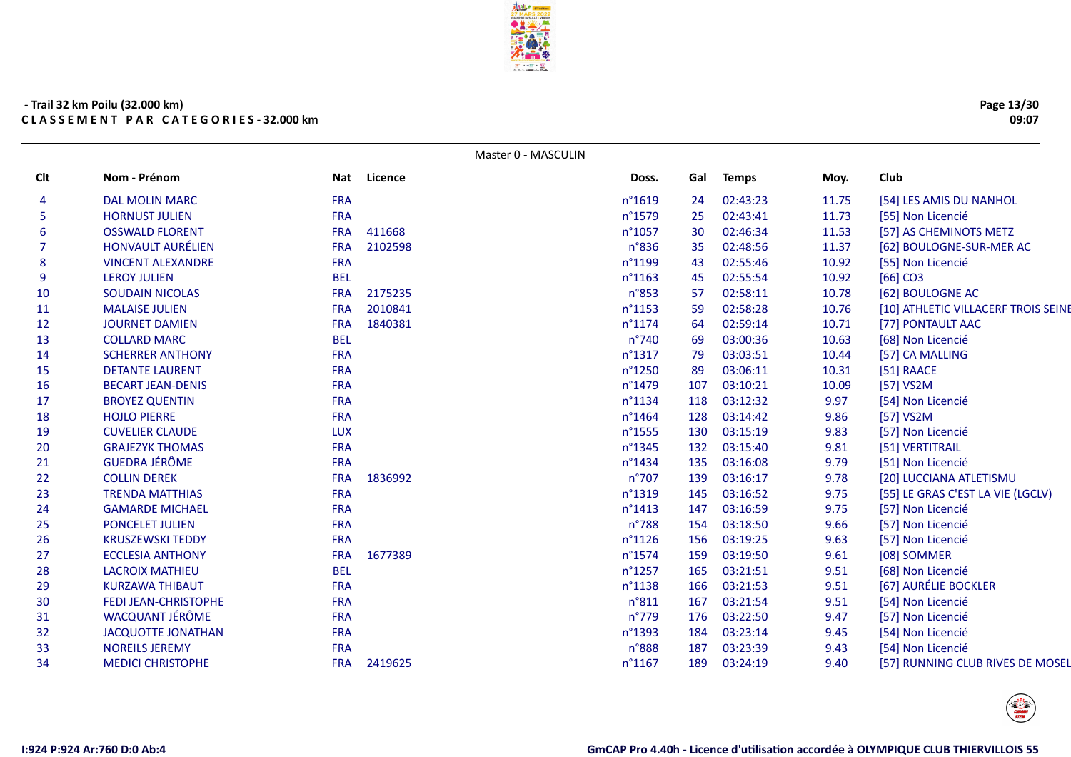- Trail 32 km Poilu (32.000 km)

**CLASSEMENT PAR CATEGORIES - 32.000 km**

Master 0 - MASCULIN

| Clt | Nom - Prénom | Nat | Licence | Doss. | Gal | Temps | Moy. | Club |
|---|---|---|---|---|---|---|---|---|
| 4 | DAL MOLIN MARC | FRA | | n°1619 | 24 | 02:43:23 | 11.75 | [54] LES AMIS DU NANHOL |
| 5 | HORNUST JULIEN | FRA | | n°1579 | 25 | 02:43:41 | 11.73 | [55] Non Licencié |
| 6 | OSSWALD FLORENT | FRA | 411668 | n°1057 | 30 | 02:46:34 | 11.53 | [57] AS CHEMINOTS METZ |
| 7 | HONVAULT AURÉLIEN | FRA | 2102598 | n°836 | 35 | 02:48:56 | 11.37 | [62] BOULOGNE-SUR-MER AC |
| 8 | VINCENT ALEXANDRE | FRA | | n°1199 | 43 | 02:55:46 | 10.92 | [55] Non Licencié |
| 9 | LEROY JULIEN | BEL | | n°1163 | 45 | 02:55:54 | 10.92 | [66] CO3 |
| 10 | SOUDAIN NICOLAS | FRA | 2175235 | n°853 | 57 | 02:58:11 | 10.78 | [62] BOULOGNE AC |
| 11 | MALAISE JULIEN | FRA | 2010841 | n°1153 | 59 | 02:58:28 | 10.76 | [10] ATHLETIC VILLACERF TROIS SEINE |
| 12 | JOURNET DAMIEN | FRA | 1840381 | n°1174 | 64 | 02:59:14 | 10.71 | [77] PONTAULT AAC |
| 13 | COLLARD MARC | BEL | | n°740 | 69 | 03:00:36 | 10.63 | [68] Non Licencié |
| 14 | SCHERRER ANTHONY | FRA | | n°1317 | 79 | 03:03:51 | 10.44 | [57] CA MALLING |
| 15 | DETANTE LAURENT | FRA | | n°1250 | 89 | 03:06:11 | 10.31 | [51] RAACE |
| 16 | BECART JEAN-DENIS | FRA | | n°1479 | 107 | 03:10:21 | 10.09 | [57] VS2M |
| 17 | BROYEZ QUENTIN | FRA | | n°1134 | 118 | 03:12:32 | 9.97 | [54] Non Licencié |
| 18 | HOJLO PIERRE | FRA | | n°1464 | 128 | 03:14:42 | 9.86 | [57] VS2M |
| 19 | CUVELIER CLAUDE | LUX | | n°1555 | 130 | 03:15:19 | 9.83 | [57] Non Licencié |
| 20 | GRAJEZYK THOMAS | FRA | | n°1345 | 132 | 03:15:40 | 9.81 | [51] VERTITRAIL |
| 21 | GUEDRA JÉRÔME | FRA | | n°1434 | 135 | 03:16:08 | 9.79 | [51] Non Licencié |
| 22 | COLLIN DEREK | FRA | 1836992 | n°707 | 139 | 03:16:17 | 9.78 | [20] LUCCIANA ATLETISMU |
| 23 | TRENDA MATTHIAS | FRA | | n°1319 | 145 | 03:16:52 | 9.75 | [55] LE GRAS C'EST LA VIE (LGCLV) |
| 24 | GAMARDE MICHAEL | FRA | | n°1413 | 147 | 03:16:59 | 9.75 | [57] Non Licencié |
| 25 | PONCELET JULIEN | FRA | | n°788 | 154 | 03:18:50 | 9.66 | [57] Non Licencié |
| 26 | KRUSZEWSKI TEDDY | FRA | | n°1126 | 156 | 03:19:25 | 9.63 | [57] Non Licencié |
| 27 | ECCLESIA ANTHONY | FRA | 1677389 | n°1574 | 159 | 03:19:50 | 9.61 | [08] SOMMER |
| 28 | LACROIX MATHIEU | BEL | | n°1257 | 165 | 03:21:51 | 9.51 | [68] Non Licencié |
| 29 | KURZAWA THIBAUT | FRA | | n°1138 | 166 | 03:21:53 | 9.51 | [67] AURÉLIE BOCKLER |
| 30 | FEDI JEAN-CHRISTOPHE | FRA | | n°811 | 167 | 03:21:54 | 9.51 | [54] Non Licencié |
| 31 | WACQUANT JÉRÔME | FRA | | n°779 | 176 | 03:22:50 | 9.47 | [57] Non Licencié |
| 32 | JACQUOTTE JONATHAN | FRA | | n°1393 | 184 | 03:23:14 | 9.45 | [54] Non Licencié |
| 33 | NOREILS JEREMY | FRA | | n°888 | 187 | 03:23:39 | 9.43 | [54] Non Licencié |
| 34 | MEDICI CHRISTOPHE | FRA | 2419625 | n°1167 | 189 | 03:24:19 | 9.40 | [57] RUNNING CLUB RIVES DE MOSEL |

I:924 P:924 Ar:760 D:0 Ab:4

GmCAP Pro 4.40h - Licence d'utilisation accordée à OLYMPIQUE CLUB THIERVILLOIS 55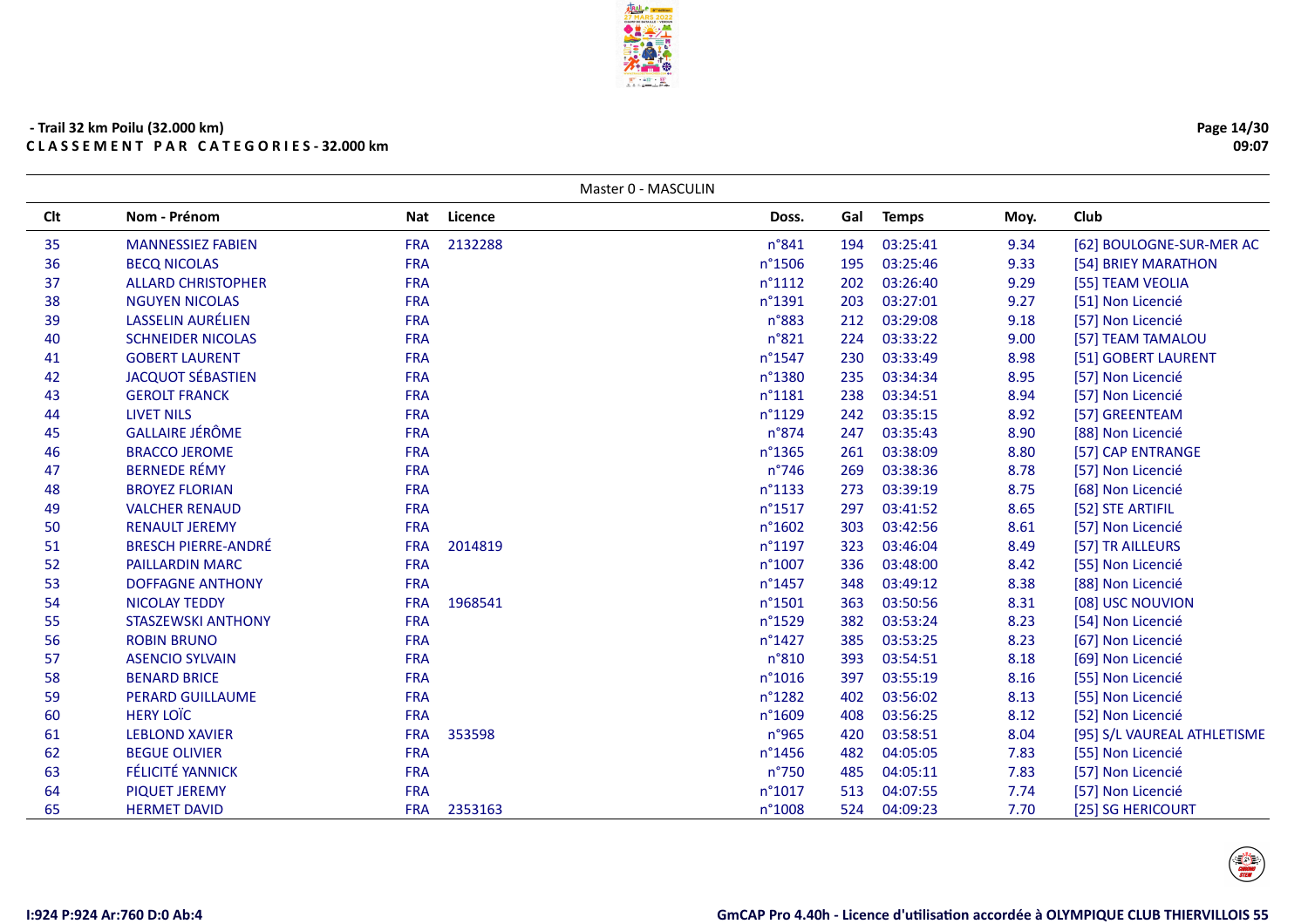- Trail 32 km Poilu (32.000 km)

**CLASSEMENT PAR CATEGORIES - 32.000 km**

Master 0 - MASCULIN

| Clt | Nom - Prénom | Nat | Licence | Doss. | Gal | Temps | Moy. | Club |
|---|---|---|---|---|---|---|---|---|
| 35 | MANNESSIEZ FABIEN | FRA | 2132288 | n°841 | 194 | 03:25:41 | 9.34 | [62] BOULOGNE-SUR-MER AC |
| 36 | BECQ NICOLAS | FRA | | n°1506 | 195 | 03:25:46 | 9.33 | [54] BRIEY MARATHON |
| 37 | ALLARD CHRISTOPHER | FRA | | n°1112 | 202 | 03:26:40 | 9.29 | [55] TEAM VEOLIA |
| 38 | NGUYEN NICOLAS | FRA | | n°1391 | 203 | 03:27:01 | 9.27 | [51] Non Licencié |
| 39 | LASSELIN AURÉLIEN | FRA | | n°883 | 212 | 03:29:08 | 9.18 | [57] Non Licencié |
| 40 | SCHNEIDER NICOLAS | FRA | | n°821 | 224 | 03:33:22 | 9.00 | [57] TEAM TAMALOU |
| 41 | GOBERT LAURENT | FRA | | n°1547 | 230 | 03:33:49 | 8.98 | [51] GOBERT LAURENT |
| 42 | JACQUOT SÉBASTIEN | FRA | | n°1380 | 235 | 03:34:34 | 8.95 | [57] Non Licencié |
| 43 | GEROLT FRANCK | FRA | | n°1181 | 238 | 03:34:51 | 8.94 | [57] Non Licencié |
| 44 | LIVET NILS | FRA | | n°1129 | 242 | 03:35:15 | 8.92 | [57] GREENTEAM |
| 45 | GALLAIRE JÉRÔME | FRA | | n°874 | 247 | 03:35:43 | 8.90 | [88] Non Licencié |
| 46 | BRACCO JEROME | FRA | | n°1365 | 261 | 03:38:09 | 8.80 | [57] CAP ENTRANGE |
| 47 | BERNEDE RÉMY | FRA | | n°746 | 269 | 03:38:36 | 8.78 | [57] Non Licencié |
| 48 | BROYEZ FLORIAN | FRA | | n°1133 | 273 | 03:39:19 | 8.75 | [68] Non Licencié |
| 49 | VALCHER RENAUD | FRA | | n°1517 | 297 | 03:41:52 | 8.65 | [52] STE ARTIFIL |
| 50 | RENAULT JEREMY | FRA | | n°1602 | 303 | 03:42:56 | 8.61 | [57] Non Licencié |
| 51 | BRESCH PIERRE-ANDRÉ | FRA | 2014819 | n°1197 | 323 | 03:46:04 | 8.49 | [57] TR AILLEURS |
| 52 | PAILLARDIN MARC | FRA | | n°1007 | 336 | 03:48:00 | 8.42 | [55] Non Licencié |
| 53 | DOFFAGNE ANTHONY | FRA | | n°1457 | 348 | 03:49:12 | 8.38 | [88] Non Licencié |
| 54 | NICOLAY TEDDY | FRA | 1968541 | n°1501 | 363 | 03:50:56 | 8.31 | [08] USC NOUVION |
| 55 | STASZEWSKI ANTHONY | FRA | | n°1529 | 382 | 03:53:24 | 8.23 | [54] Non Licencié |
| 56 | ROBIN BRUNO | FRA | | n°1427 | 385 | 03:53:25 | 8.23 | [67] Non Licencié |
| 57 | ASENCIO SYLVAIN | FRA | | n°810 | 393 | 03:54:51 | 8.18 | [69] Non Licencié |
| 58 | BENARD BRICE | FRA | | n°1016 | 397 | 03:55:19 | 8.16 | [55] Non Licencié |
| 59 | PERARD GUILLAUME | FRA | | n°1282 | 402 | 03:56:02 | 8.13 | [55] Non Licencié |
| 60 | HERY LOÏC | FRA | | n°1609 | 408 | 03:56:25 | 8.12 | [52] Non Licencié |
| 61 | LEBLOND XAVIER | FRA | 353598 | n°965 | 420 | 03:58:51 | 8.04 | [95] S/L VAUREAL ATHLETISME |
| 62 | BEGUE OLIVIER | FRA | | n°1456 | 482 | 04:05:05 | 7.83 | [55] Non Licencié |
| 63 | FÉLICITÉ YANNICK | FRA | | n°750 | 485 | 04:05:11 | 7.83 | [57] Non Licencié |
| 64 | PIQUET JEREMY | FRA | | n°1017 | 513 | 04:07:55 | 7.74 | [57] Non Licencié |
| 65 | HERMET DAVID | FRA | 2353163 | n°1008 | 524 | 04:09:23 | 7.70 | [25] SG HERICOURT |

I:924 P:924 Ar:760 D:0 Ab:4

GmCAP Pro 4.40h - Licence d'utilisation accordée à OLYMPIQUE CLUB THIERVILLOIS 55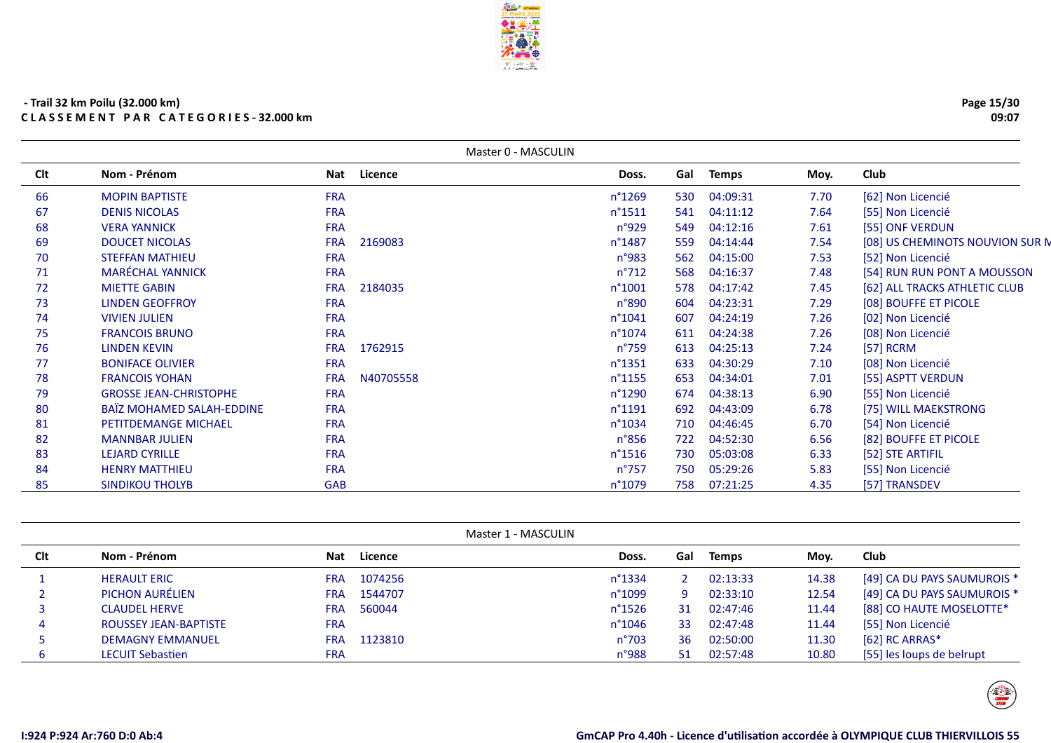- Trail 32 km Poilu (32.000 km)

**C L A S S E M E N T   P A R   C A T E G O R I E S - 32.000 km**

Master 0 - MASCULIN

| Clt | Nom - Prénom | Nat | Licence | Doss. | Gal | Temps | Moy. | Club |
|---|---|---|---|---|---|---|---|---|
| 66 | MOPIN BAPTISTE | FRA | | n°1269 | 530 | 04:09:31 | 7.70 | [62] Non Licencié |
| 67 | DENIS NICOLAS | FRA | | n°1511 | 541 | 04:11:12 | 7.64 | [55] Non Licencié |
| 68 | VERA YANNICK | FRA | | n°929 | 549 | 04:12:16 | 7.61 | [55] ONF VERDUN |
| 69 | DOUCET NICOLAS | FRA | 2169083 | n°1487 | 559 | 04:14:44 | 7.54 | [08] US CHEMINOTS NOUVION SUR M |
| 70 | STEFFAN MATHIEU | FRA | | n°983 | 562 | 04:15:00 | 7.53 | [52] Non Licencié |
| 71 | MARÉCHAL YANNICK | FRA | | n°712 | 568 | 04:16:37 | 7.48 | [54] RUN RUN PONT A MOUSSON |
| 72 | MIETTE GABIN | FRA | 2184035 | n°1001 | 578 | 04:17:42 | 7.45 | [62] ALL TRACKS ATHLETIC CLUB |
| 73 | LINDEN GEOFFROY | FRA | | n°890 | 604 | 04:23:31 | 7.29 | [08] BOUFFE ET PICOLE |
| 74 | VIVIEN JULIEN | FRA | | n°1041 | 607 | 04:24:19 | 7.26 | [02] Non Licencié |
| 75 | FRANCOIS BRUNO | FRA | | n°1074 | 611 | 04:24:38 | 7.26 | [08] Non Licencié |
| 76 | LINDEN KEVIN | FRA | 1762915 | n°759 | 613 | 04:25:13 | 7.24 | [57] RCRM |
| 77 | BONIFACE OLIVIER | FRA | | n°1351 | 633 | 04:30:29 | 7.10 | [08] Non Licencié |
| 78 | FRANCOIS YOHAN | FRA | N40705558 | n°1155 | 653 | 04:34:01 | 7.01 | [55] ASPTT VERDUN |
| 79 | GROSSE JEAN-CHRISTOPHE | FRA | | n°1290 | 674 | 04:38:13 | 6.90 | [55] Non Licencié |
| 80 | BAÏZ MOHAMED SALAH-EDDINE | FRA | | n°1191 | 692 | 04:43:09 | 6.78 | [75] WILL MAEKSTRONG |
| 81 | PETITDEMANGE MICHAEL | FRA | | n°1034 | 710 | 04:46:45 | 6.70 | [54] Non Licencié |
| 82 | MANNBAR JULIEN | FRA | | n°856 | 722 | 04:52:30 | 6.56 | [82] BOUFFE ET PICOLE |
| 83 | LEJARD CYRILLE | FRA | | n°1516 | 730 | 05:03:08 | 6.33 | [52] STE ARTIFIL |
| 84 | HENRY MATTHIEU | FRA | | n°757 | 750 | 05:29:26 | 5.83 | [55] Non Licencié |
| 85 | SINDIKOU THOLYB | GAB | | n°1079 | 758 | 07:21:25 | 4.35 | [57] TRANSDEV |

Master 1 - MASCULIN

| Clt | Nom - Prénom | Nat | Licence | Doss. | Gal | Temps | Moy. | Club |
|---|---|---|---|---|---|---|---|---|
| 1 | HERAULT ERIC | FRA | 1074256 | n°1334 | 2 | 02:13:33 | 14.38 | [49] CA DU PAYS SAUMUROIS * |
| 2 | PICHON AURÉLIEN | FRA | 1544707 | n°1099 | 9 | 02:33:10 | 12.54 | [49] CA DU PAYS SAUMUROIS * |
| 3 | CLAUDEL HERVE | FRA | 560044 | n°1526 | 31 | 02:47:46 | 11.44 | [88] CO HAUTE MOSELOTTE* |
| 4 | ROUSSEY JEAN-BAPTISTE | FRA | | n°1046 | 33 | 02:47:48 | 11.44 | [55] Non Licencié |
| 5 | DEMAGNY EMMANUEL | FRA | 1123810 | n°703 | 36 | 02:50:00 | 11.30 | [62] RC ARRAS* |
| 6 | LECUIT Sebastien | FRA | | n°988 | 51 | 02:57:48 | 10.80 | [55] les loups de belrupt |

I:924 P:924 Ar:760 D:0 Ab:4

GmCAP Pro 4.40h - Licence d'utilisation accordée à OLYMPIQUE CLUB THIERVILLOIS 55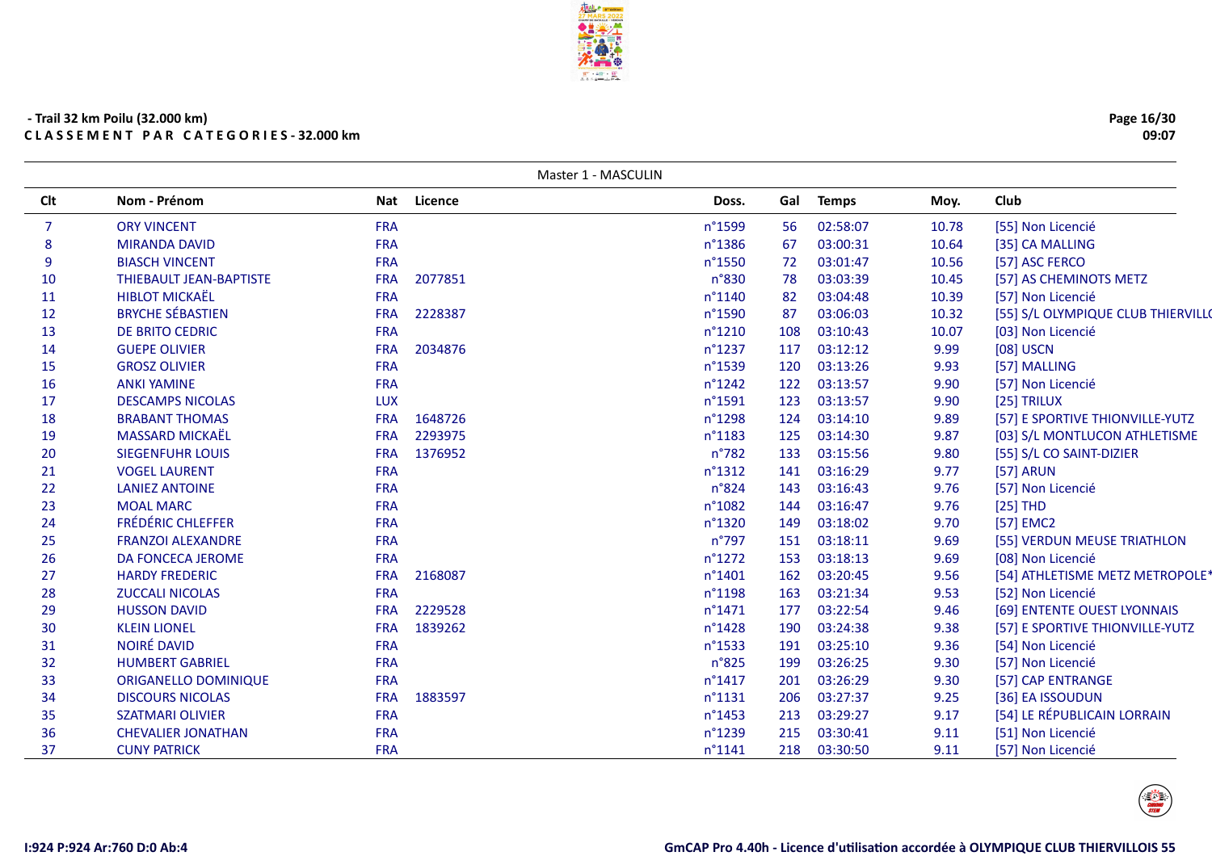- Trail 32 km Poilu (32.000 km)

**C L A S S E M E N T   P A R   C A T E G O R I E S - 32.000 km**

Master 1 - MASCULIN

| Clt | Nom - Prénom | Nat | Licence | Doss. | Gal | Temps | Moy. | Club |
|---|---|---|---|---|---|---|---|---|
| 7 | ORY VINCENT | FRA | | n°1599 | 56 | 02:58:07 | 10.78 | [55] Non Licencié |
| 8 | MIRANDA DAVID | FRA | | n°1386 | 67 | 03:00:31 | 10.64 | [35] CA MALLING |
| 9 | BIASCH VINCENT | FRA | | n°1550 | 72 | 03:01:47 | 10.56 | [57] ASC FERCO |
| 10 | THIEBAULT JEAN-BAPTISTE | FRA | 2077851 | n°830 | 78 | 03:03:39 | 10.45 | [57] AS CHEMINOTS METZ |
| 11 | HIBLOT MICKAËL | FRA | | n°1140 | 82 | 03:04:48 | 10.39 | [57] Non Licencié |
| 12 | BRYCHE SÉBASTIEN | FRA | 2228387 | n°1590 | 87 | 03:06:03 | 10.32 | [55] S/L OLYMPIQUE CLUB THIERVILLO |
| 13 | DE BRITO CEDRIC | FRA | | n°1210 | 108 | 03:10:43 | 10.07 | [03] Non Licencié |
| 14 | GUEPE OLIVIER | FRA | 2034876 | n°1237 | 117 | 03:12:12 | 9.99 | [08] USCN |
| 15 | GROSZ OLIVIER | FRA | | n°1539 | 120 | 03:13:26 | 9.93 | [57] MALLING |
| 16 | ANKI YAMINE | FRA | | n°1242 | 122 | 03:13:57 | 9.90 | [57] Non Licencié |
| 17 | DESCAMPS NICOLAS | LUX | | n°1591 | 123 | 03:13:57 | 9.90 | [25] TRILUX |
| 18 | BRABANT THOMAS | FRA | 1648726 | n°1298 | 124 | 03:14:10 | 9.89 | [57] E SPORTIVE THIONVILLE-YUTZ |
| 19 | MASSARD MICKAËL | FRA | 2293975 | n°1183 | 125 | 03:14:30 | 9.87 | [03] S/L MONTLUCON ATHLETISME |
| 20 | SIEGENFUHR LOUIS | FRA | 1376952 | n°782 | 133 | 03:15:56 | 9.80 | [55] S/L CO SAINT-DIZIER |
| 21 | VOGEL LAURENT | FRA | | n°1312 | 141 | 03:16:29 | 9.77 | [57] ARUN |
| 22 | LANIEZ ANTOINE | FRA | | n°824 | 143 | 03:16:43 | 9.76 | [57] Non Licencié |
| 23 | MOAL MARC | FRA | | n°1082 | 144 | 03:16:47 | 9.76 | [25] THD |
| 24 | FRÉDÉRIC CHLEFFER | FRA | | n°1320 | 149 | 03:18:02 | 9.70 | [57] EMC2 |
| 25 | FRANZOI ALEXANDRE | FRA | | n°797 | 151 | 03:18:11 | 9.69 | [55] VERDUN MEUSE TRIATHLON |
| 26 | DA FONCECA JEROME | FRA | | n°1272 | 153 | 03:18:13 | 9.69 | [08] Non Licencié |
| 27 | HARDY FREDERIC | FRA | 2168087 | n°1401 | 162 | 03:20:45 | 9.56 | [54] ATHLETISME METZ METROPOLE* |
| 28 | ZUCCALI NICOLAS | FRA | | n°1198 | 163 | 03:21:34 | 9.53 | [52] Non Licencié |
| 29 | HUSSON DAVID | FRA | 2229528 | n°1471 | 177 | 03:22:54 | 9.46 | [69] ENTENTE OUEST LYONNAIS |
| 30 | KLEIN LIONEL | FRA | 1839262 | n°1428 | 190 | 03:24:38 | 9.38 | [57] E SPORTIVE THIONVILLE-YUTZ |
| 31 | NOIRÉ DAVID | FRA | | n°1533 | 191 | 03:25:10 | 9.36 | [54] Non Licencié |
| 32 | HUMBERT GABRIEL | FRA | | n°825 | 199 | 03:26:25 | 9.30 | [57] Non Licencié |
| 33 | ORIGANELLO DOMINIQUE | FRA | | n°1417 | 201 | 03:26:29 | 9.30 | [57] CAP ENTRANGE |
| 34 | DISCOURS NICOLAS | FRA | 1883597 | n°1131 | 206 | 03:27:37 | 9.25 | [36] EA ISSOUDUN |
| 35 | SZATMARI OLIVIER | FRA | | n°1453 | 213 | 03:29:27 | 9.17 | [54] LE RÉPUBLICAIN LORRAIN |
| 36 | CHEVALIER JONATHAN | FRA | | n°1239 | 215 | 03:30:41 | 9.11 | [51] Non Licencié |
| 37 | CUNY PATRICK | FRA | | n°1141 | 218 | 03:30:50 | 9.11 | [57] Non Licencié |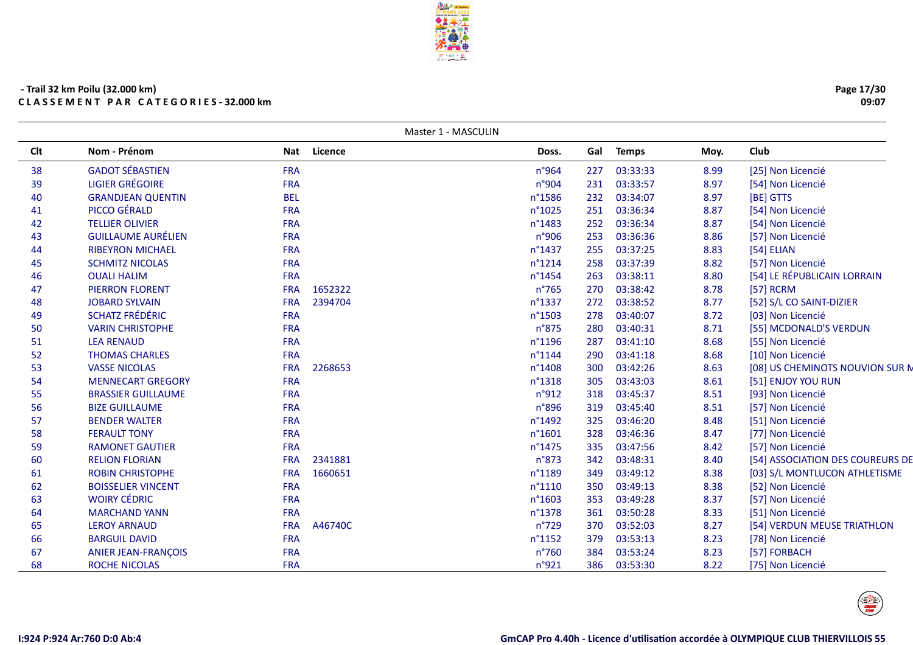- Trail 32 km Poilu (32.000 km)

**C L A S S E M E N T  P A R  C A T E G O R I E S - 32.000 km**

Master 1 - MASCULIN

| Clt | Nom - Prénom | Nat | Licence | Doss. | Gal | Temps | Moy. | Club |
|---|---|---|---|---|---|---|---|---|
| 38 | GADOT SÉBASTIEN | FRA | | n°964 | 227 | 03:33:33 | 8.99 | [25] Non Licencié |
| 39 | LIGIER GRÉGOIRE | FRA | | n°904 | 231 | 03:33:57 | 8.97 | [54] Non Licencié |
| 40 | GRANDJEAN QUENTIN | BEL | | n°1586 | 232 | 03:34:07 | 8.97 | [BE] GTTS |
| 41 | PICCO GÉRALD | FRA | | n°1025 | 251 | 03:36:34 | 8.87 | [54] Non Licencié |
| 42 | TELLIER OLIVIER | FRA | | n°1483 | 252 | 03:36:34 | 8.87 | [54] Non Licencié |
| 43 | GUILLAUME AURÉLIEN | FRA | | n°906 | 253 | 03:36:36 | 8.86 | [57] Non Licencié |
| 44 | RIBEYRON MICHAEL | FRA | | n°1437 | 255 | 03:37:25 | 8.83 | [54] ELIAN |
| 45 | SCHMITZ NICOLAS | FRA | | n°1214 | 258 | 03:37:39 | 8.82 | [57] Non Licencié |
| 46 | OUALI HALIM | FRA | | n°1454 | 263 | 03:38:11 | 8.80 | [54] LE RÉPUBLICAIN LORRAIN |
| 47 | PIERRON FLORENT | FRA | 1652322 | n°765 | 270 | 03:38:42 | 8.78 | [57] RCRM |
| 48 | JOBARD SYLVAIN | FRA | 2394704 | n°1337 | 272 | 03:38:52 | 8.77 | [52] S/L CO SAINT-DIZIER |
| 49 | SCHATZ FRÉDÉRIC | FRA | | n°1503 | 278 | 03:40:07 | 8.72 | [03] Non Licencié |
| 50 | VARIN CHRISTOPHE | FRA | | n°875 | 280 | 03:40:31 | 8.71 | [55] MCDONALD'S VERDUN |
| 51 | LEA RENAUD | FRA | | n°1196 | 287 | 03:41:10 | 8.68 | [55] Non Licencié |
| 52 | THOMAS CHARLES | FRA | | n°1144 | 290 | 03:41:18 | 8.68 | [10] Non Licencié |
| 53 | VASSE NICOLAS | FRA | 2268653 | n°1408 | 300 | 03:42:26 | 8.63 | [08] US CHEMINOTS NOUVION SUR M |
| 54 | MENNECART GREGORY | FRA | | n°1318 | 305 | 03:43:03 | 8.61 | [51] ENJOY YOU RUN |
| 55 | BRASSIER GUILLAUME | FRA | | n°912 | 318 | 03:45:37 | 8.51 | [93] Non Licencié |
| 56 | BIZE GUILLAUME | FRA | | n°896 | 319 | 03:45:40 | 8.51 | [57] Non Licencié |
| 57 | BENDER WALTER | FRA | | n°1492 | 325 | 03:46:20 | 8.48 | [51] Non Licencié |
| 58 | FERAULT TONY | FRA | | n°1601 | 328 | 03:46:36 | 8.47 | [77] Non Licencié |
| 59 | RAMONET GAUTIER | FRA | | n°1475 | 335 | 03:47:56 | 8.42 | [57] Non Licencié |
| 60 | RELION FLORIAN | FRA | 2341881 | n°873 | 342 | 03:48:31 | 8.40 | [54] ASSOCIATION DES COUREURS DE |
| 61 | ROBIN CHRISTOPHE | FRA | 1660651 | n°1189 | 349 | 03:49:12 | 8.38 | [03] S/L MONTLUCON ATHLETISME |
| 62 | BOISSELIER VINCENT | FRA | | n°1110 | 350 | 03:49:13 | 8.38 | [52] Non Licencié |
| 63 | WOIRY CÉDRIC | FRA | | n°1603 | 353 | 03:49:28 | 8.37 | [57] Non Licencié |
| 64 | MARCHAND YANN | FRA | | n°1378 | 361 | 03:50:28 | 8.33 | [51] Non Licencié |
| 65 | LEROY ARNAUD | FRA | A46740C | n°729 | 370 | 03:52:03 | 8.27 | [54] VERDUN MEUSE TRIATHLON |
| 66 | BARGUIL DAVID | FRA | | n°1152 | 379 | 03:53:13 | 8.23 | [78] Non Licencié |
| 67 | ANIER JEAN-FRANÇOIS | FRA | | n°760 | 384 | 03:53:24 | 8.23 | [57] FORBACH |
| 68 | ROCHE NICOLAS | FRA | | n°921 | 386 | 03:53:30 | 8.22 | [75] Non Licencié |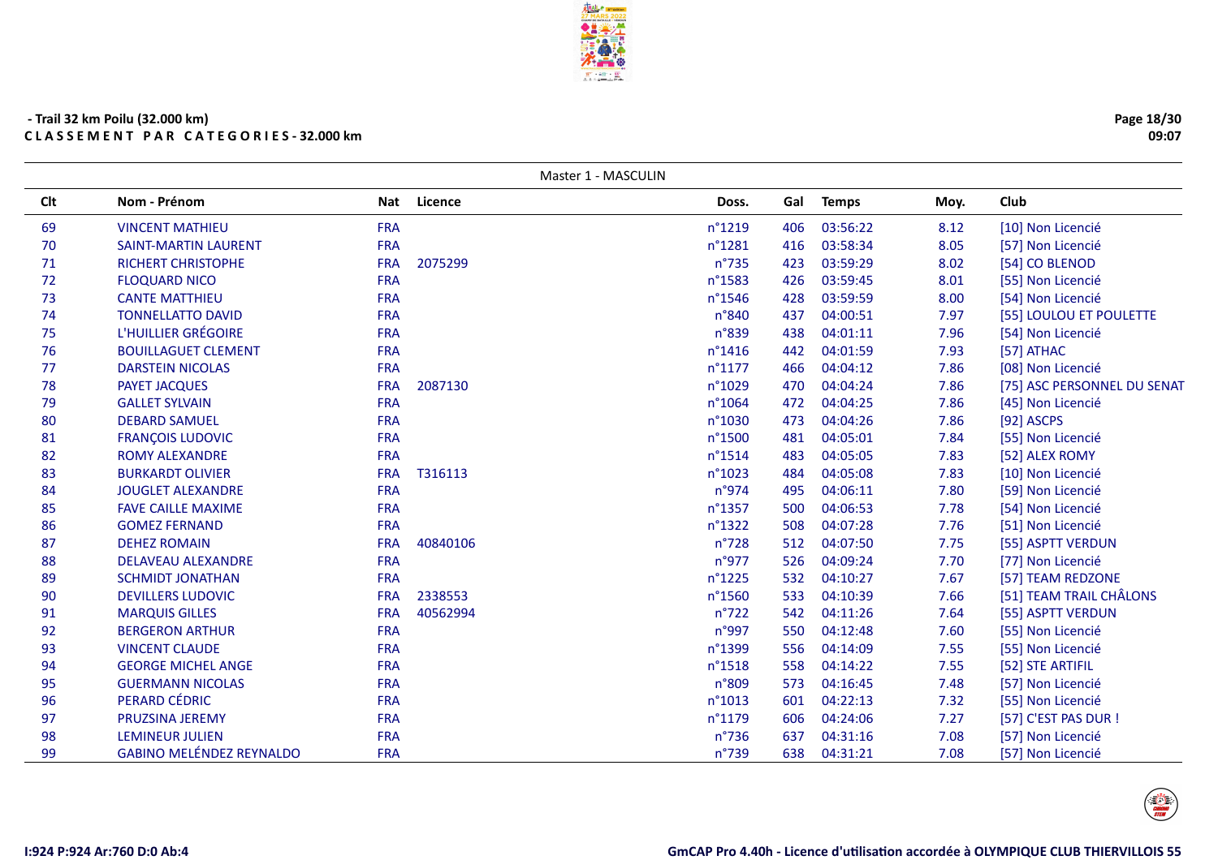- Trail 32 km Poilu (32.000 km)
**CLASSEMENT PAR CATEGORIES - 32.000 km**

Master 1 - MASCULIN

| Clt | Nom - Prénom | Nat | Licence | Doss. | Gal | Temps | Moy. | Club |
|---|---|---|---|---|---|---|---|---|
| 69 | VINCENT MATHIEU | FRA | | n°1219 | 406 | 03:56:22 | 8.12 | [10] Non Licencié |
| 70 | SAINT-MARTIN LAURENT | FRA | | n°1281 | 416 | 03:58:34 | 8.05 | [57] Non Licencié |
| 71 | RICHERT CHRISTOPHE | FRA | 2075299 | n°735 | 423 | 03:59:29 | 8.02 | [54] CO BLENOD |
| 72 | FLOQUARD NICO | FRA | | n°1583 | 426 | 03:59:45 | 8.01 | [55] Non Licencié |
| 73 | CANTE MATTHIEU | FRA | | n°1546 | 428 | 03:59:59 | 8.00 | [54] Non Licencié |
| 74 | TONNELLATTO DAVID | FRA | | n°840 | 437 | 04:00:51 | 7.97 | [55] LOULOU ET POULETTE |
| 75 | L'HUILLIER GRÉGOIRE | FRA | | n°839 | 438 | 04:01:11 | 7.96 | [54] Non Licencié |
| 76 | BOUILLAGUET CLEMENT | FRA | | n°1416 | 442 | 04:01:59 | 7.93 | [57] ATHAC |
| 77 | DARSTEIN NICOLAS | FRA | | n°1177 | 466 | 04:04:12 | 7.86 | [08] Non Licencié |
| 78 | PAYET JACQUES | FRA | 2087130 | n°1029 | 470 | 04:04:24 | 7.86 | [75] ASC PERSONNEL DU SENAT |
| 79 | GALLET SYLVAIN | FRA | | n°1064 | 472 | 04:04:25 | 7.86 | [45] Non Licencié |
| 80 | DEBARD SAMUEL | FRA | | n°1030 | 473 | 04:04:26 | 7.86 | [92] ASCPS |
| 81 | FRANÇOIS LUDOVIC | FRA | | n°1500 | 481 | 04:05:01 | 7.84 | [55] Non Licencié |
| 82 | ROMY ALEXANDRE | FRA | | n°1514 | 483 | 04:05:05 | 7.83 | [52] ALEX ROMY |
| 83 | BURKARDT OLIVIER | FRA | T316113 | n°1023 | 484 | 04:05:08 | 7.83 | [10] Non Licencié |
| 84 | JOUGLET ALEXANDRE | FRA | | n°974 | 495 | 04:06:11 | 7.80 | [59] Non Licencié |
| 85 | FAVE CAILLE MAXIME | FRA | | n°1357 | 500 | 04:06:53 | 7.78 | [54] Non Licencié |
| 86 | GOMEZ FERNAND | FRA | | n°1322 | 508 | 04:07:28 | 7.76 | [51] Non Licencié |
| 87 | DEHEZ ROMAIN | FRA | 40840106 | n°728 | 512 | 04:07:50 | 7.75 | [55] ASPTT VERDUN |
| 88 | DELAVEAU ALEXANDRE | FRA | | n°977 | 526 | 04:09:24 | 7.70 | [77] Non Licencié |
| 89 | SCHMIDT JONATHAN | FRA | | n°1225 | 532 | 04:10:27 | 7.67 | [57] TEAM REDZONE |
| 90 | DEVILLERS LUDOVIC | FRA | 2338553 | n°1560 | 533 | 04:10:39 | 7.66 | [51] TEAM TRAIL CHÂLONS |
| 91 | MARQUIS GILLES | FRA | 40562994 | n°722 | 542 | 04:11:26 | 7.64 | [55] ASPTT VERDUN |
| 92 | BERGERON ARTHUR | FRA | | n°997 | 550 | 04:12:48 | 7.60 | [55] Non Licencié |
| 93 | VINCENT CLAUDE | FRA | | n°1399 | 556 | 04:14:09 | 7.55 | [55] Non Licencié |
| 94 | GEORGE MICHEL ANGE | FRA | | n°1518 | 558 | 04:14:22 | 7.55 | [52] STE ARTIFIL |
| 95 | GUERMANN NICOLAS | FRA | | n°809 | 573 | 04:16:45 | 7.48 | [57] Non Licencié |
| 96 | PERARD CÉDRIC | FRA | | n°1013 | 601 | 04:22:13 | 7.32 | [55] Non Licencié |
| 97 | PRUZSINA JEREMY | FRA | | n°1179 | 606 | 04:24:06 | 7.27 | [57] C'EST PAS DUR ! |
| 98 | LEMINEUR JULIEN | FRA | | n°736 | 637 | 04:31:16 | 7.08 | [57] Non Licencié |
| 99 | GABINO MELÉNDEZ REYNALDO | FRA | | n°739 | 638 | 04:31:21 | 7.08 | [57] Non Licencié |

I:924 P:924 Ar:760 D:0 Ab:4

GmCAP Pro 4.40h - Licence d'utilisation accordée à OLYMPIQUE CLUB THIERVILLOIS 55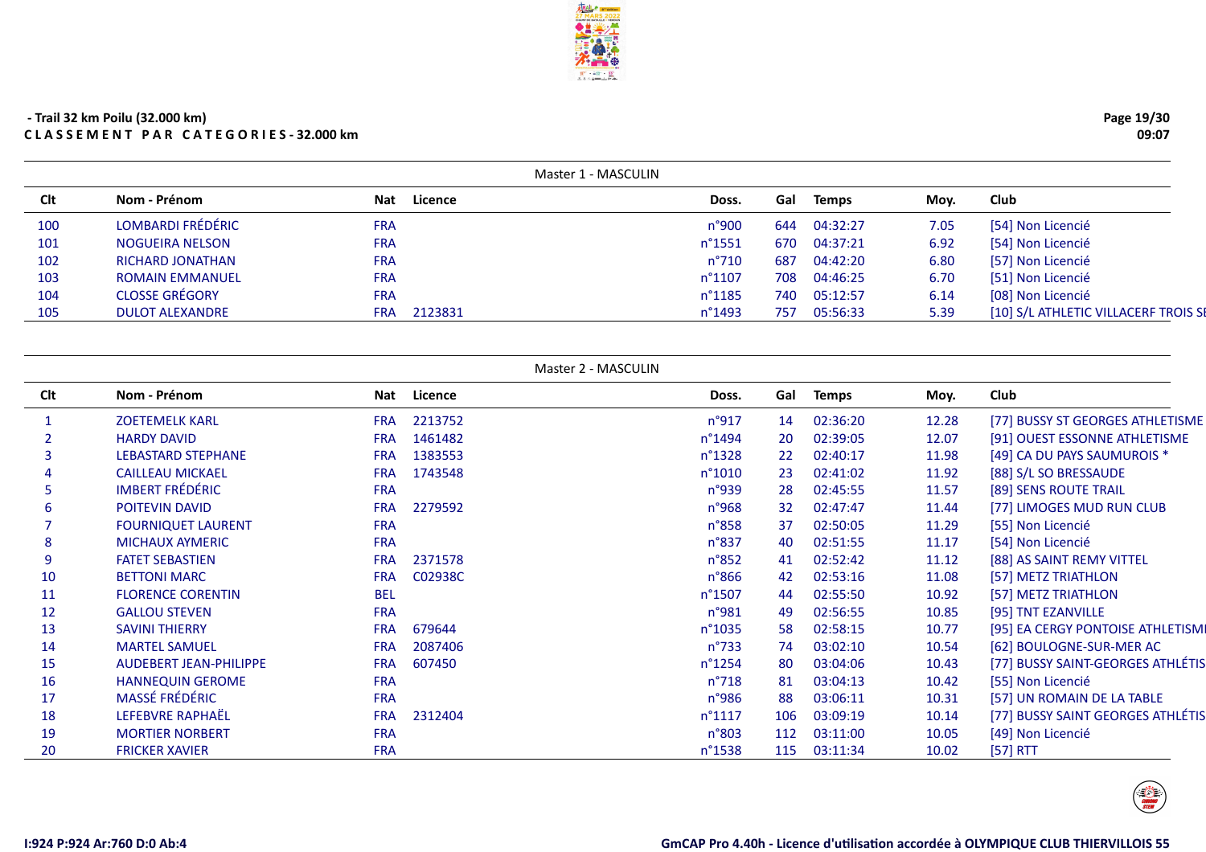- Trail 32 km Poilu (32.000 km)

**C L A S S E M E N T   P A R   C A T E G O R I E S - 32.000 km**

### Master 1 - MASCULIN

| Clt | Nom - Prénom | Nat | Licence | Doss. | Gal | Temps | Moy. | Club |
|---|---|---|---|---|---|---|---|---|
| 100 | LOMBARDI FRÉDÉRIC | FRA | | n°900 | 644 | 04:32:27 | 7.05 | [54] Non Licencié |
| 101 | NOGUEIRA NELSON | FRA | | n°1551 | 670 | 04:37:21 | 6.92 | [54] Non Licencié |
| 102 | RICHARD JONATHAN | FRA | | n°710 | 687 | 04:42:20 | 6.80 | [57] Non Licencié |
| 103 | ROMAIN EMMANUEL | FRA | | n°1107 | 708 | 04:46:25 | 6.70 | [51] Non Licencié |
| 104 | CLOSSE GRÉGORY | FRA | | n°1185 | 740 | 05:12:57 | 6.14 | [08] Non Licencié |
| 105 | DULOT ALEXANDRE | FRA | 2123831 | n°1493 | 757 | 05:56:33 | 5.39 | [10] S/L ATHLETIC VILLACERF TROIS SE |

### Master 2 - MASCULIN

| Clt | Nom - Prénom | Nat | Licence | Doss. | Gal | Temps | Moy. | Club |
|---|---|---|---|---|---|---|---|---|
| 1 | ZOETEMELK KARL | FRA | 2213752 | n°917 | 14 | 02:36:20 | 12.28 | [77] BUSSY ST GEORGES ATHLETISME |
| 2 | HARDY DAVID | FRA | 1461482 | n°1494 | 20 | 02:39:05 | 12.07 | [91] OUEST ESSONNE ATHLETISME |
| 3 | LEBASTARD STEPHANE | FRA | 1383553 | n°1328 | 22 | 02:40:17 | 11.98 | [49] CA DU PAYS SAUMUROIS * |
| 4 | CAILLEAU MICKAEL | FRA | 1743548 | n°1010 | 23 | 02:41:02 | 11.92 | [88] S/L SO BRESSAUDE |
| 5 | IMBERT FRÉDÉRIC | FRA | | n°939 | 28 | 02:45:55 | 11.57 | [89] SENS ROUTE TRAIL |
| 6 | POITEVIN DAVID | FRA | 2279592 | n°968 | 32 | 02:47:47 | 11.44 | [77] LIMOGES MUD RUN CLUB |
| 7 | FOURNIQUET LAURENT | FRA | | n°858 | 37 | 02:50:05 | 11.29 | [55] Non Licencié |
| 8 | MICHAUX AYMERIC | FRA | | n°837 | 40 | 02:51:55 | 11.17 | [54] Non Licencié |
| 9 | FATET SEBASTIEN | FRA | 2371578 | n°852 | 41 | 02:52:42 | 11.12 | [88] AS SAINT REMY VITTEL |
| 10 | BETTONI MARC | FRA | C02938C | n°866 | 42 | 02:53:16 | 11.08 | [57] METZ TRIATHLON |
| 11 | FLORENCE CORENTIN | BEL | | n°1507 | 44 | 02:55:50 | 10.92 | [57] METZ TRIATHLON |
| 12 | GALLOU STEVEN | FRA | | n°981 | 49 | 02:56:55 | 10.85 | [95] TNT EZANVILLE |
| 13 | SAVINI THIERRY | FRA | 679644 | n°1035 | 58 | 02:58:15 | 10.77 | [95] EA CERGY PONTOISE ATHLETISME |
| 14 | MARTEL SAMUEL | FRA | 2087406 | n°733 | 74 | 03:02:10 | 10.54 | [62] BOULOGNE-SUR-MER AC |
| 15 | AUDEBERT JEAN-PHILIPPE | FRA | 607450 | n°1254 | 80 | 03:04:06 | 10.43 | [77] BUSSY SAINT-GEORGES ATHLÉTIS |
| 16 | HANNEQUIN GEROME | FRA | | n°718 | 81 | 03:04:13 | 10.42 | [55] Non Licencié |
| 17 | MASSÉ FRÉDÉRIC | FRA | | n°986 | 88 | 03:06:11 | 10.31 | [57] UN ROMAIN DE LA TABLE |
| 18 | LEFEBVRE RAPHAËL | FRA | 2312404 | n°1117 | 106 | 03:09:19 | 10.14 | [77] BUSSY SAINT GEORGES ATHLÉTIS |
| 19 | MORTIER NORBERT | FRA | | n°803 | 112 | 03:11:00 | 10.05 | [49] Non Licencié |
| 20 | FRICKER XAVIER | FRA | | n°1538 | 115 | 03:11:34 | 10.02 | [57] RTT |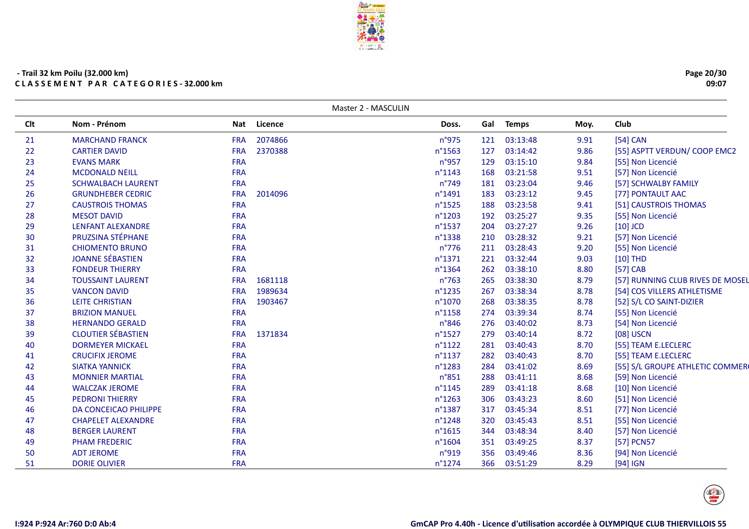- Trail 32 km Poilu (32.000 km)

**C L A S S E M E N T   P A R   C A T E G O R I E S - 32.000 km**

Master 2 - MASCULIN

| Clt | Nom - Prénom | Nat | Licence | Doss. | Gal | Temps | Moy. | Club |
|---|---|---|---|---|---|---|---|---|
| 21 | MARCHAND FRANCK | FRA | 2074866 | n°975 | 121 | 03:13:48 | 9.91 | [54] CAN |
| 22 | CARTIER DAVID | FRA | 2370388 | n°1563 | 127 | 03:14:42 | 9.86 | [55] ASPTT VERDUN/ COOP EMC2 |
| 23 | EVANS MARK | FRA | | n°957 | 129 | 03:15:10 | 9.84 | [55] Non Licencié |
| 24 | MCDONALD NEILL | FRA | | n°1143 | 168 | 03:21:58 | 9.51 | [57] Non Licencié |
| 25 | SCHWALBACH LAURENT | FRA | | n°749 | 181 | 03:23:04 | 9.46 | [57] SCHWALBY FAMILY |
| 26 | GRUNDHEBER CEDRIC | FRA | 2014096 | n°1491 | 183 | 03:23:12 | 9.45 | [77] PONTAULT AAC |
| 27 | CAUSTROIS THOMAS | FRA | | n°1525 | 188 | 03:23:58 | 9.41 | [51] CAUSTROIS THOMAS |
| 28 | MESOT DAVID | FRA | | n°1203 | 192 | 03:25:27 | 9.35 | [55] Non Licencié |
| 29 | LENFANT ALEXANDRE | FRA | | n°1537 | 204 | 03:27:27 | 9.26 | [10] JCD |
| 30 | PRUZSINA STÉPHANE | FRA | | n°1338 | 210 | 03:28:32 | 9.21 | [57] Non Licencié |
| 31 | CHIOMENTO BRUNO | FRA | | n°776 | 211 | 03:28:43 | 9.20 | [55] Non Licencié |
| 32 | JOANNE SÉBASTIEN | FRA | | n°1371 | 221 | 03:32:44 | 9.03 | [10] THD |
| 33 | FONDEUR THIERRY | FRA | | n°1364 | 262 | 03:38:10 | 8.80 | [57] CAB |
| 34 | TOUSSAINT LAURENT | FRA | 1681118 | n°763 | 265 | 03:38:30 | 8.79 | [57] RUNNING CLUB RIVES DE MOSEL |
| 35 | VANCON DAVID | FRA | 1989634 | n°1235 | 267 | 03:38:34 | 8.78 | [54] COS VILLERS ATHLETISME |
| 36 | LEITE CHRISTIAN | FRA | 1903467 | n°1070 | 268 | 03:38:35 | 8.78 | [52] S/L CO SAINT-DIZIER |
| 37 | BRIZION MANUEL | FRA | | n°1158 | 274 | 03:39:34 | 8.74 | [55] Non Licencié |
| 38 | HERNANDO GERALD | FRA | | n°846 | 276 | 03:40:02 | 8.73 | [54] Non Licencié |
| 39 | CLOUTIER SÉBASTIEN | FRA | 1371834 | n°1527 | 279 | 03:40:14 | 8.72 | [08] USCN |
| 40 | DORMEYER MICKAEL | FRA | | n°1122 | 281 | 03:40:43 | 8.70 | [55] TEAM E.LECLERC |
| 41 | CRUCIFIX JEROME | FRA | | n°1137 | 282 | 03:40:43 | 8.70 | [55] TEAM E.LECLERC |
| 42 | SIATKA YANNICK | FRA | | n°1283 | 284 | 03:41:02 | 8.69 | [55] S/L GROUPE ATHLETIC COMMER |
| 43 | MONNIER MARTIAL | FRA | | n°851 | 288 | 03:41:11 | 8.68 | [59] Non Licencié |
| 44 | WALCZAK JEROME | FRA | | n°1145 | 289 | 03:41:18 | 8.68 | [10] Non Licencié |
| 45 | PEDRONI THIERRY | FRA | | n°1263 | 306 | 03:43:23 | 8.60 | [51] Non Licencié |
| 46 | DA CONCEICAO PHILIPPE | FRA | | n°1387 | 317 | 03:45:34 | 8.51 | [77] Non Licencié |
| 47 | CHAPELET ALEXANDRE | FRA | | n°1248 | 320 | 03:45:43 | 8.51 | [55] Non Licencié |
| 48 | BERGER LAURENT | FRA | | n°1615 | 344 | 03:48:34 | 8.40 | [57] Non Licencié |
| 49 | PHAM FREDERIC | FRA | | n°1604 | 351 | 03:49:25 | 8.37 | [57] PCN57 |
| 50 | ADT JEROME | FRA | | n°919 | 356 | 03:49:46 | 8.36 | [94] Non Licencié |
| 51 | DORIE OLIVIER | FRA | | n°1274 | 366 | 03:51:29 | 8.29 | [94] IGN |

I:924 P:924 Ar:760 D:0 Ab:4

GmCAP Pro 4.40h - Licence d'utilisation accordée à OLYMPIQUE CLUB THIERVILLOIS 55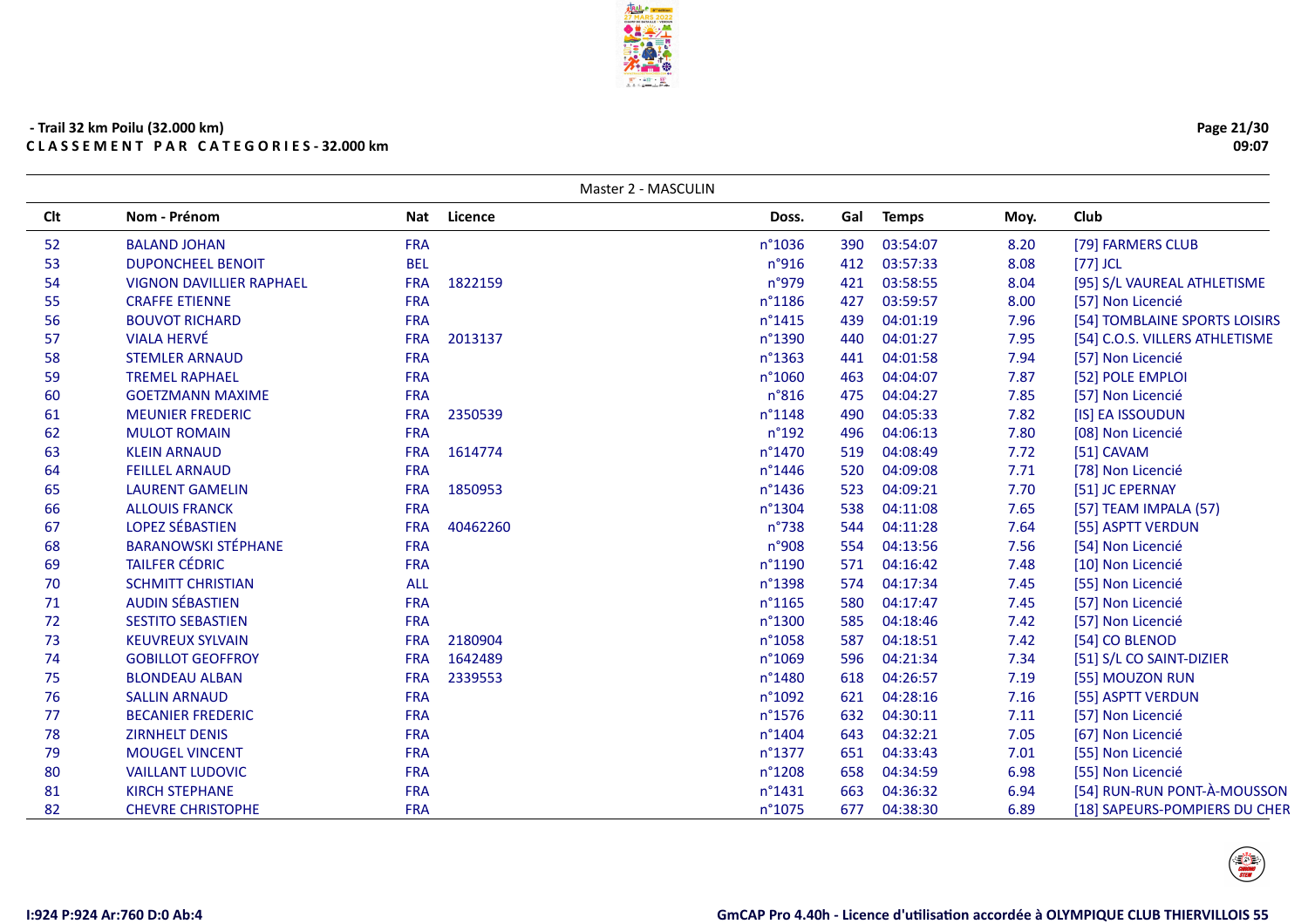- Trail 32 km Poilu (32.000 km)

**CLASSEMENT PAR CATEGORIES - 32.000 km**

Master 2 - MASCULIN

| Clt | Nom - Prénom | Nat | Licence | Doss. | Gal | Temps | Moy. | Club |
|---|---|---|---|---|---|---|---|---|
| 52 | BALAND JOHAN | FRA | | n°1036 | 390 | 03:54:07 | 8.20 | [79] FARMERS CLUB |
| 53 | DUPONCHEEL BENOIT | BEL | | n°916 | 412 | 03:57:33 | 8.08 | [77] JCL |
| 54 | VIGNON DAVILLIER RAPHAEL | FRA | 1822159 | n°979 | 421 | 03:58:55 | 8.04 | [95] S/L VAUREAL ATHLETISME |
| 55 | CRAFFE ETIENNE | FRA | | n°1186 | 427 | 03:59:57 | 8.00 | [57] Non Licencié |
| 56 | BOUVOT RICHARD | FRA | | n°1415 | 439 | 04:01:19 | 7.96 | [54] TOMBLAINE SPORTS LOISIRS |
| 57 | VIALA HERVÉ | FRA | 2013137 | n°1390 | 440 | 04:01:27 | 7.95 | [54] C.O.S. VILLERS ATHLETISME |
| 58 | STEMLER ARNAUD | FRA | | n°1363 | 441 | 04:01:58 | 7.94 | [57] Non Licencié |
| 59 | TREMEL RAPHAEL | FRA | | n°1060 | 463 | 04:04:07 | 7.87 | [52] POLE EMPLOI |
| 60 | GOETZMANN MAXIME | FRA | | n°816 | 475 | 04:04:27 | 7.85 | [57] Non Licencié |
| 61 | MEUNIER FREDERIC | FRA | 2350539 | n°1148 | 490 | 04:05:33 | 7.82 | [IS] EA ISSOUDUN |
| 62 | MULOT ROMAIN | FRA | | n°192 | 496 | 04:06:13 | 7.80 | [08] Non Licencié |
| 63 | KLEIN ARNAUD | FRA | 1614774 | n°1470 | 519 | 04:08:49 | 7.72 | [51] CAVAM |
| 64 | FEILLEL ARNAUD | FRA | | n°1446 | 520 | 04:09:08 | 7.71 | [78] Non Licencié |
| 65 | LAURENT GAMELIN | FRA | 1850953 | n°1436 | 523 | 04:09:21 | 7.70 | [51] JC EPERNAY |
| 66 | ALLOUIS FRANCK | FRA | | n°1304 | 538 | 04:11:08 | 7.65 | [57] TEAM IMPALA (57) |
| 67 | LOPEZ SÉBASTIEN | FRA | 40462260 | n°738 | 544 | 04:11:28 | 7.64 | [55] ASPTT VERDUN |
| 68 | BARANOWSKI STÉPHANE | FRA | | n°908 | 554 | 04:13:56 | 7.56 | [54] Non Licencié |
| 69 | TAILFER CÉDRIC | FRA | | n°1190 | 571 | 04:16:42 | 7.48 | [10] Non Licencié |
| 70 | SCHMITT CHRISTIAN | ALL | | n°1398 | 574 | 04:17:34 | 7.45 | [55] Non Licencié |
| 71 | AUDIN SÉBASTIEN | FRA | | n°1165 | 580 | 04:17:47 | 7.45 | [57] Non Licencié |
| 72 | SESTITO SEBASTIEN | FRA | | n°1300 | 585 | 04:18:46 | 7.42 | [57] Non Licencié |
| 73 | KEUVREUX SYLVAIN | FRA | 2180904 | n°1058 | 587 | 04:18:51 | 7.42 | [54] CO BLENOD |
| 74 | GOBILLOT GEOFFROY | FRA | 1642489 | n°1069 | 596 | 04:21:34 | 7.34 | [51] S/L CO SAINT-DIZIER |
| 75 | BLONDEAU ALBAN | FRA | 2339553 | n°1480 | 618 | 04:26:57 | 7.19 | [55] MOUZON RUN |
| 76 | SALLIN ARNAUD | FRA | | n°1092 | 621 | 04:28:16 | 7.16 | [55] ASPTT VERDUN |
| 77 | BECANIER FREDERIC | FRA | | n°1576 | 632 | 04:30:11 | 7.11 | [57] Non Licencié |
| 78 | ZIRNHELT DENIS | FRA | | n°1404 | 643 | 04:32:21 | 7.05 | [67] Non Licencié |
| 79 | MOUGEL VINCENT | FRA | | n°1377 | 651 | 04:33:43 | 7.01 | [55] Non Licencié |
| 80 | VAILLANT LUDOVIC | FRA | | n°1208 | 658 | 04:34:59 | 6.98 | [55] Non Licencié |
| 81 | KIRCH STEPHANE | FRA | | n°1431 | 663 | 04:36:32 | 6.94 | [54] RUN-RUN PONT-À-MOUSSON |
| 82 | CHEVRE CHRISTOPHE | FRA | | n°1075 | 677 | 04:38:30 | 6.89 | [18] SAPEURS-POMPIERS DU CHER |

I:924 P:924 Ar:760 D:0 Ab:4

GmCAP Pro 4.40h - Licence d'utilisation accordée à OLYMPIQUE CLUB THIERVILLOIS 55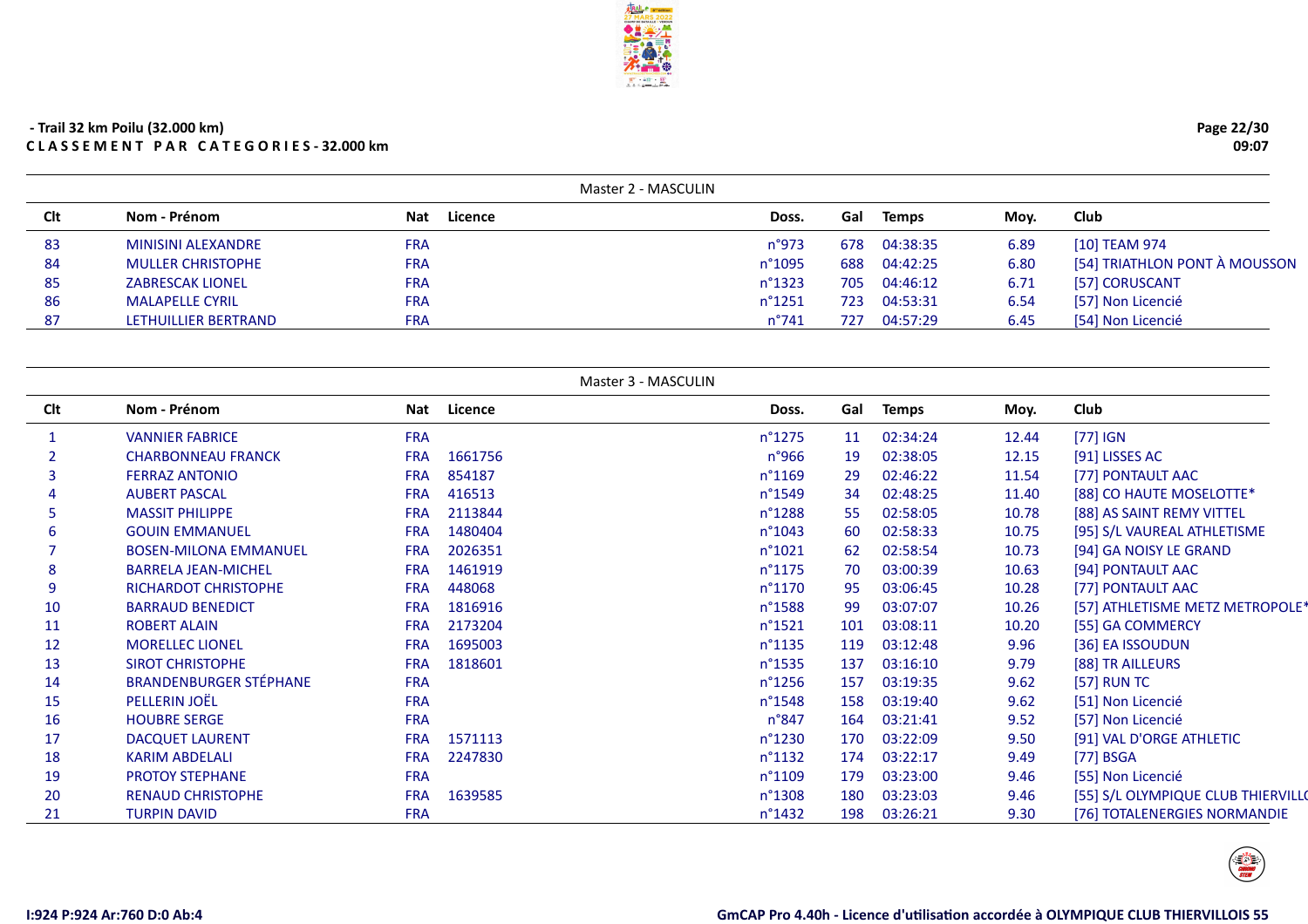- Trail 32 km Poilu (32.000 km)

**C L A S S E M E N T   P A R   C A T E G O R I E S - 32.000 km**

### Master 2 - MASCULIN

| Clt | Nom - Prénom | Nat | Licence | Doss. | Gal | Temps | Moy. | Club |
|---|---|---|---|---|---|---|---|---|
| 83 | MINISINI ALEXANDRE | FRA | | n°973 | 678 | 04:38:35 | 6.89 | [10] TEAM 974 |
| 84 | MULLER CHRISTOPHE | FRA | | n°1095 | 688 | 04:42:25 | 6.80 | [54] TRIATHLON PONT À MOUSSON |
| 85 | ZABRESCAK LIONEL | FRA | | n°1323 | 705 | 04:46:12 | 6.71 | [57] CORUSCANT |
| 86 | MALAPELLE CYRIL | FRA | | n°1251 | 723 | 04:53:31 | 6.54 | [57] Non Licencié |
| 87 | LETHUILLIER BERTRAND | FRA | | n°741 | 727 | 04:57:29 | 6.45 | [54] Non Licencié |

### Master 3 - MASCULIN

| Clt | Nom - Prénom | Nat | Licence | Doss. | Gal | Temps | Moy. | Club |
|---|---|---|---|---|---|---|---|---|
| 1 | VANNIER FABRICE | FRA | | n°1275 | 11 | 02:34:24 | 12.44 | [77] IGN |
| 2 | CHARBONNEAU FRANCK | FRA | 1661756 | n°966 | 19 | 02:38:05 | 12.15 | [91] LISSES AC |
| 3 | FERRAZ ANTONIO | FRA | 854187 | n°1169 | 29 | 02:46:22 | 11.54 | [77] PONTAULT AAC |
| 4 | AUBERT PASCAL | FRA | 416513 | n°1549 | 34 | 02:48:25 | 11.40 | [88] CO HAUTE MOSELOTTE* |
| 5 | MASSIT PHILIPPE | FRA | 2113844 | n°1288 | 55 | 02:58:05 | 10.78 | [88] AS SAINT REMY VITTEL |
| 6 | GOUIN EMMANUEL | FRA | 1480404 | n°1043 | 60 | 02:58:33 | 10.75 | [95] S/L VAUREAL ATHLETISME |
| 7 | BOSEN-MILONA EMMANUEL | FRA | 2026351 | n°1021 | 62 | 02:58:54 | 10.73 | [94] GA NOISY LE GRAND |
| 8 | BARRELA JEAN-MICHEL | FRA | 1461919 | n°1175 | 70 | 03:00:39 | 10.63 | [94] PONTAULT AAC |
| 9 | RICHARDOT CHRISTOPHE | FRA | 448068 | n°1170 | 95 | 03:06:45 | 10.28 | [77] PONTAULT AAC |
| 10 | BARRAUD BENEDICT | FRA | 1816916 | n°1588 | 99 | 03:07:07 | 10.26 | [57] ATHLETISME METZ METROPOLE* |
| 11 | ROBERT ALAIN | FRA | 2173204 | n°1521 | 101 | 03:08:11 | 10.20 | [55] GA COMMERCY |
| 12 | MORELLEC LIONEL | FRA | 1695003 | n°1135 | 119 | 03:12:48 | 9.96 | [36] EA ISSOUDUN |
| 13 | SIROT CHRISTOPHE | FRA | 1818601 | n°1535 | 137 | 03:16:10 | 9.79 | [88] TR AILLEURS |
| 14 | BRANDENBURGER STÉPHANE | FRA | | n°1256 | 157 | 03:19:35 | 9.62 | [57] RUN TC |
| 15 | PELLERIN JOËL | FRA | | n°1548 | 158 | 03:19:40 | 9.62 | [51] Non Licencié |
| 16 | HOUBRE SERGE | FRA | | n°847 | 164 | 03:21:41 | 9.52 | [57] Non Licencié |
| 17 | DACQUET LAURENT | FRA | 1571113 | n°1230 | 170 | 03:22:09 | 9.50 | [91] VAL D'ORGE ATHLETIC |
| 18 | KARIM ABDELALI | FRA | 2247830 | n°1132 | 174 | 03:22:17 | 9.49 | [77] BSGA |
| 19 | PROTOY STEPHANE | FRA | | n°1109 | 179 | 03:23:00 | 9.46 | [55] Non Licencié |
| 20 | RENAUD CHRISTOPHE | FRA | 1639585 | n°1308 | 180 | 03:23:03 | 9.46 | [55] S/L OLYMPIQUE CLUB THIERVILL( |
| 21 | TURPIN DAVID | FRA | | n°1432 | 198 | 03:26:21 | 9.30 | [76] TOTALENERGIES NORMANDIE |

I:924 P:924 Ar:760 D:0 Ab:4

GmCAP Pro 4.40h - Licence d'utilisation accordée à OLYMPIQUE CLUB THIERVILLOIS 55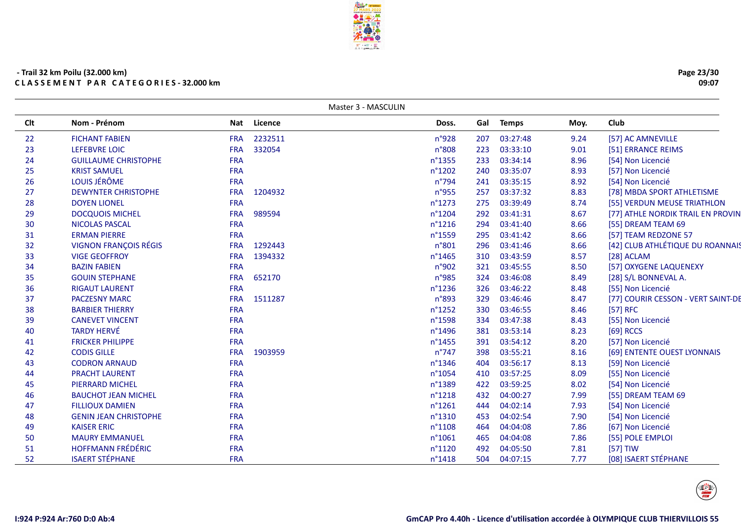- Trail 32 km Poilu (32.000 km)

**C L A S S E M E N T   P A R   C A T E G O R I E S - 32.000 km**

Master 3 - MASCULIN

| Clt | Nom - Prénom | Nat | Licence | Doss. | Gal | Temps | Moy. | Club |
|---|---|---|---|---|---|---|---|---|
| 22 | FICHANT FABIEN | FRA | 2232511 | n°928 | 207 | 03:27:48 | 9.24 | [57] AC AMNEVILLE |
| 23 | LEFEBVRE LOIC | FRA | 332054 | n°808 | 223 | 03:33:10 | 9.01 | [51] ERRANCE REIMS |
| 24 | GUILLAUME CHRISTOPHE | FRA | | n°1355 | 233 | 03:34:14 | 8.96 | [54] Non Licencié |
| 25 | KRIST SAMUEL | FRA | | n°1202 | 240 | 03:35:07 | 8.93 | [57] Non Licencié |
| 26 | LOUIS JÉRÔME | FRA | | n°794 | 241 | 03:35:15 | 8.92 | [54] Non Licencié |
| 27 | DEWYNTER CHRISTOPHE | FRA | 1204932 | n°955 | 257 | 03:37:32 | 8.83 | [78] MBDA SPORT ATHLETISME |
| 28 | DOYEN LIONEL | FRA | | n°1273 | 275 | 03:39:49 | 8.74 | [55] VERDUN MEUSE TRIATHLON |
| 29 | DOCQUOIS MICHEL | FRA | 989594 | n°1204 | 292 | 03:41:31 | 8.67 | [77] ATHLE NORDIK TRAIL EN PROVIN |
| 30 | NICOLAS PASCAL | FRA | | n°1216 | 294 | 03:41:40 | 8.66 | [55] DREAM TEAM 69 |
| 31 | ERMAN PIERRE | FRA | | n°1559 | 295 | 03:41:42 | 8.66 | [57] TEAM REDZONE 57 |
| 32 | VIGNON FRANÇOIS RÉGIS | FRA | 1292443 | n°801 | 296 | 03:41:46 | 8.66 | [42] CLUB ATHLÉTIQUE DU ROANNAIS |
| 33 | VIGE GEOFFROY | FRA | 1394332 | n°1465 | 310 | 03:43:59 | 8.57 | [28] ACLAM |
| 34 | BAZIN FABIEN | FRA | | n°902 | 321 | 03:45:55 | 8.50 | [57] OXYGENE LAQUENEXY |
| 35 | GOUIN STEPHANE | FRA | 652170 | n°985 | 324 | 03:46:08 | 8.49 | [28] S/L BONNEVAL A. |
| 36 | RIGAUT LAURENT | FRA | | n°1236 | 326 | 03:46:22 | 8.48 | [55] Non Licencié |
| 37 | PACZESNY MARC | FRA | 1511287 | n°893 | 329 | 03:46:46 | 8.47 | [77] COURIR CESSON - VERT SAINT-DE |
| 38 | BARBIER THIERRY | FRA | | n°1252 | 330 | 03:46:55 | 8.46 | [57] RFC |
| 39 | CANEVET VINCENT | FRA | | n°1598 | 334 | 03:47:38 | 8.43 | [55] Non Licencié |
| 40 | TARDY HERVÉ | FRA | | n°1496 | 381 | 03:53:14 | 8.23 | [69] RCCS |
| 41 | FRICKER PHILIPPE | FRA | | n°1455 | 391 | 03:54:12 | 8.20 | [57] Non Licencié |
| 42 | CODIS GILLE | FRA | 1903959 | n°747 | 398 | 03:55:21 | 8.16 | [69] ENTENTE OUEST LYONNAIS |
| 43 | CODRON ARNAUD | FRA | | n°1346 | 404 | 03:56:17 | 8.13 | [59] Non Licencié |
| 44 | PRACHT LAURENT | FRA | | n°1054 | 410 | 03:57:25 | 8.09 | [55] Non Licencié |
| 45 | PIERRARD MICHEL | FRA | | n°1389 | 422 | 03:59:25 | 8.02 | [54] Non Licencié |
| 46 | BAUCHOT JEAN MICHEL | FRA | | n°1218 | 432 | 04:00:27 | 7.99 | [55] DREAM TEAM 69 |
| 47 | FILLIOUX DAMIEN | FRA | | n°1261 | 444 | 04:02:14 | 7.93 | [54] Non Licencié |
| 48 | GENIN JEAN CHRISTOPHE | FRA | | n°1310 | 453 | 04:02:54 | 7.90 | [54] Non Licencié |
| 49 | KAISER ERIC | FRA | | n°1108 | 464 | 04:04:08 | 7.86 | [67] Non Licencié |
| 50 | MAURY EMMANUEL | FRA | | n°1061 | 465 | 04:04:08 | 7.86 | [55] POLE EMPLOI |
| 51 | HOFFMANN FRÉDÉRIC | FRA | | n°1120 | 492 | 04:05:50 | 7.81 | [57] TIW |
| 52 | ISAERT STÉPHANE | FRA | | n°1418 | 504 | 04:07:15 | 7.77 | [08] ISAERT STÉPHANE |

I:924 P:924 Ar:760 D:0 Ab:4

GmCAP Pro 4.40h - Licence d'utilisation accordée à OLYMPIQUE CLUB THIERVILLOIS 55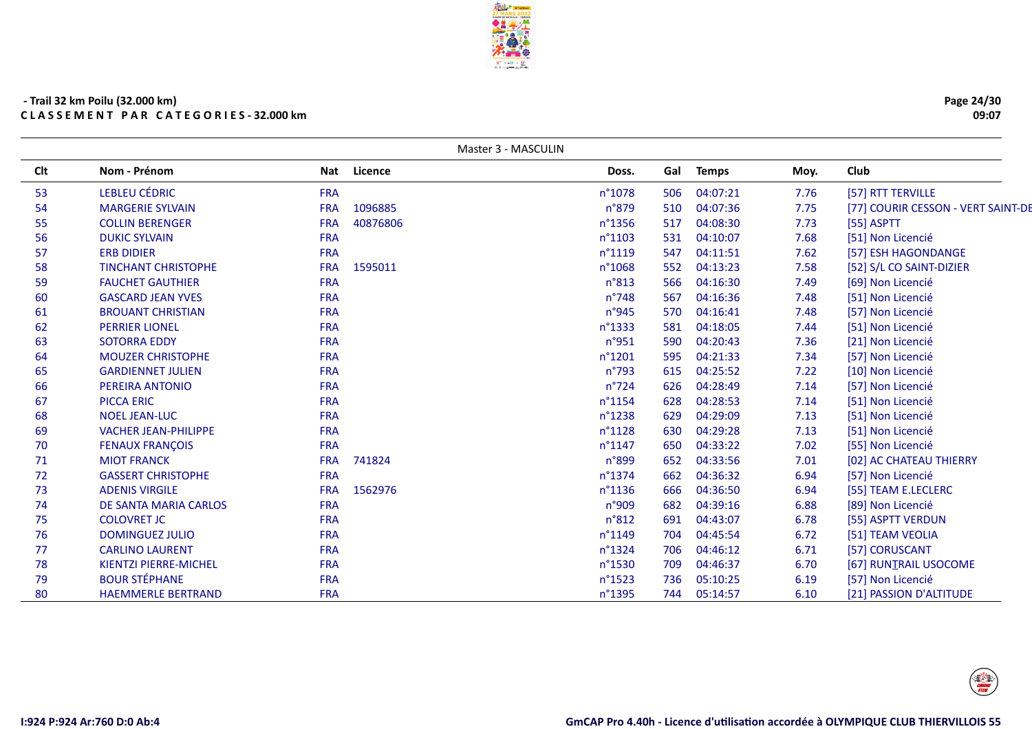**- Trail 32 km Poilu (32.000 km)**

**C L A S S E M E N T   P A R   C A T E G O R I E S - 32.000 km**

Master 3 - MASCULIN

| Clt | Nom - Prénom | Nat | Licence | Doss. | Gal | Temps | Moy. | Club |
|---|---|---|---|---|---|---|---|---|
| 53 | LEBLEU CÉDRIC | FRA | | n°1078 | 506 | 04:07:21 | 7.76 | [57] RTT TERVILLE |
| 54 | MARGERIE SYLVAIN | FRA | 1096885 | n°879 | 510 | 04:07:36 | 7.75 | [77] COURIR CESSON - VERT SAINT-DE |
| 55 | COLLIN BERENGER | FRA | 40876806 | n°1356 | 517 | 04:08:30 | 7.73 | [55] ASPTT |
| 56 | DUKIC SYLVAIN | FRA | | n°1103 | 531 | 04:10:07 | 7.68 | [51] Non Licencié |
| 57 | ERB DIDIER | FRA | | n°1119 | 547 | 04:11:51 | 7.62 | [57] ESH HAGONDANGE |
| 58 | TINCHANT CHRISTOPHE | FRA | 1595011 | n°1068 | 552 | 04:13:23 | 7.58 | [52] S/L CO SAINT-DIZIER |
| 59 | FAUCHET GAUTHIER | FRA | | n°813 | 566 | 04:16:30 | 7.49 | [69] Non Licencié |
| 60 | GASCARD JEAN YVES | FRA | | n°748 | 567 | 04:16:36 | 7.48 | [51] Non Licencié |
| 61 | BROUANT CHRISTIAN | FRA | | n°945 | 570 | 04:16:41 | 7.48 | [57] Non Licencié |
| 62 | PERRIER LIONEL | FRA | | n°1333 | 581 | 04:18:05 | 7.44 | [51] Non Licencié |
| 63 | SOTORRA EDDY | FRA | | n°951 | 590 | 04:20:43 | 7.36 | [21] Non Licencié |
| 64 | MOUZER CHRISTOPHE | FRA | | n°1201 | 595 | 04:21:33 | 7.34 | [57] Non Licencié |
| 65 | GARDIENNET JULIEN | FRA | | n°793 | 615 | 04:25:52 | 7.22 | [10] Non Licencié |
| 66 | PEREIRA ANTONIO | FRA | | n°724 | 626 | 04:28:49 | 7.14 | [57] Non Licencié |
| 67 | PICCA ERIC | FRA | | n°1154 | 628 | 04:28:53 | 7.14 | [51] Non Licencié |
| 68 | NOEL JEAN-LUC | FRA | | n°1238 | 629 | 04:29:09 | 7.13 | [51] Non Licencié |
| 69 | VACHER JEAN-PHILIPPE | FRA | | n°1128 | 630 | 04:29:28 | 7.13 | [51] Non Licencié |
| 70 | FENAUX FRANÇOIS | FRA | | n°1147 | 650 | 04:33:22 | 7.02 | [55] Non Licencié |
| 71 | MIOT FRANCK | FRA | 741824 | n°899 | 652 | 04:33:56 | 7.01 | [02] AC CHATEAU THIERRY |
| 72 | GASSERT CHRISTOPHE | FRA | | n°1374 | 662 | 04:36:32 | 6.94 | [57] Non Licencié |
| 73 | ADENIS VIRGILE | FRA | 1562976 | n°1136 | 666 | 04:36:50 | 6.94 | [55] TEAM E.LECLERC |
| 74 | DE SANTA MARIA CARLOS | FRA | | n°909 | 682 | 04:39:16 | 6.88 | [89] Non Licencié |
| 75 | COLOVRET JC | FRA | | n°812 | 691 | 04:43:07 | 6.78 | [55] ASPTT VERDUN |
| 76 | DOMINGUEZ JULIO | FRA | | n°1149 | 704 | 04:45:54 | 6.72 | [51] TEAM VEOLIA |
| 77 | CARLINO LAURENT | FRA | | n°1324 | 706 | 04:46:12 | 6.71 | [57] CORUSCANT |
| 78 | KIENTZI PIERRE-MICHEL | FRA | | n°1530 | 709 | 04:46:37 | 6.70 | [67] RUNTRAIL USOCOME |
| 79 | BOUR STÉPHANE | FRA | | n°1523 | 736 | 05:10:25 | 6.19 | [57] Non Licencié |
| 80 | HAEMMERLE BERTRAND | FRA | | n°1395 | 744 | 05:14:57 | 6.10 | [21] PASSION D'ALTITUDE |

I:924 P:924 Ar:760 D:0 Ab:4

GmCAP Pro 4.40h - Licence d'utilisation accordée à OLYMPIQUE CLUB THIERVILLOIS 55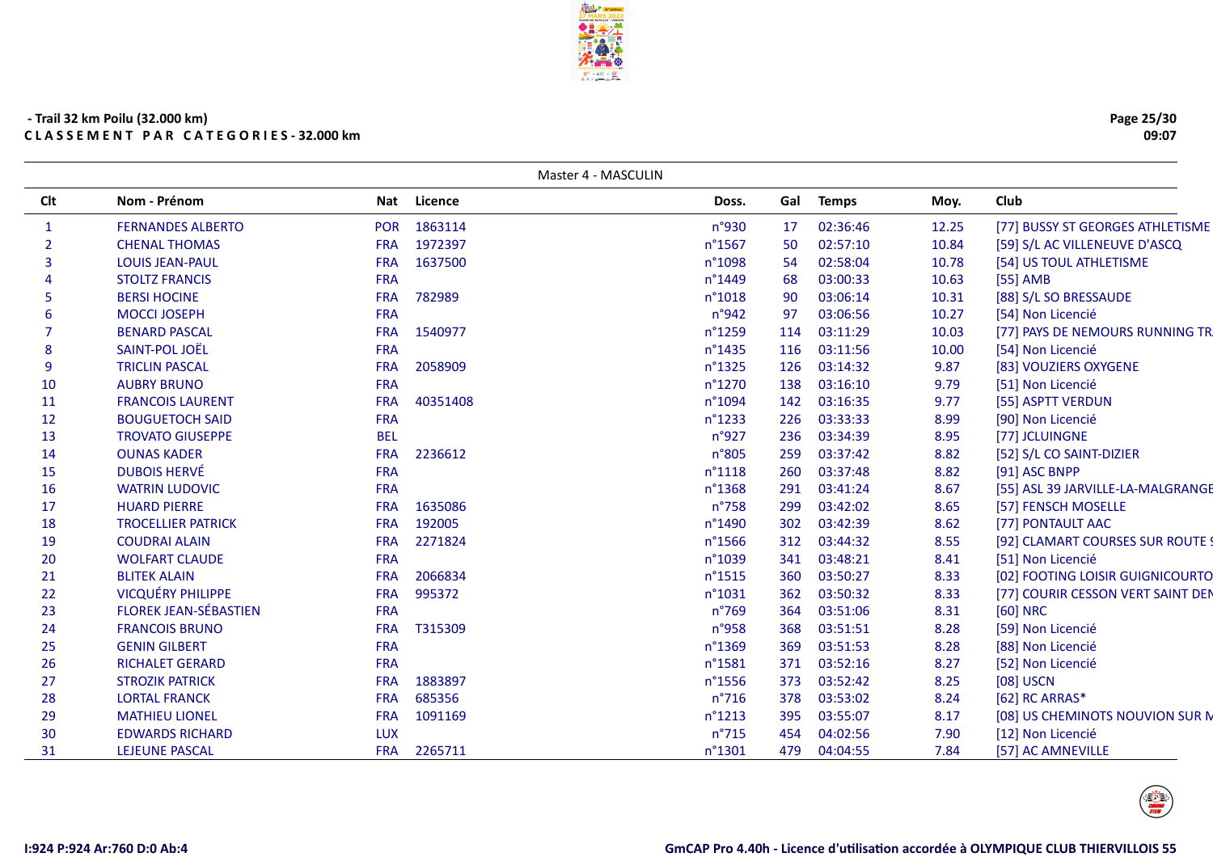- Trail 32 km Poilu (32.000 km)

**C L A S S E M E N T   P A R   C A T E G O R I E S - 32.000 km**

Master 4 - MASCULIN

| Clt | Nom - Prénom | Nat | Licence | Doss. | Gal | Temps | Moy. | Club |
|---|---|---|---|---|---|---|---|---|
| 1 | FERNANDES ALBERTO | POR | 1863114 | n°930 | 17 | 02:36:46 | 12.25 | [77] BUSSY ST GEORGES ATHLETISME |
| 2 | CHENAL THOMAS | FRA | 1972397 | n°1567 | 50 | 02:57:10 | 10.84 | [59] S/L AC VILLENEUVE D'ASCQ |
| 3 | LOUIS JEAN-PAUL | FRA | 1637500 | n°1098 | 54 | 02:58:04 | 10.78 | [54] US TOUL ATHLETISME |
| 4 | STOLTZ FRANCIS | FRA | | n°1449 | 68 | 03:00:33 | 10.63 | [55] AMB |
| 5 | BERSI HOCINE | FRA | 782989 | n°1018 | 90 | 03:06:14 | 10.31 | [88] S/L SO BRESSAUDE |
| 6 | MOCCI JOSEPH | FRA | | n°942 | 97 | 03:06:56 | 10.27 | [54] Non Licencié |
| 7 | BENARD PASCAL | FRA | 1540977 | n°1259 | 114 | 03:11:29 | 10.03 | [77] PAYS DE NEMOURS RUNNING TR |
| 8 | SAINT-POL JOËL | FRA | | n°1435 | 116 | 03:11:56 | 10.00 | [54] Non Licencié |
| 9 | TRICLIN PASCAL | FRA | 2058909 | n°1325 | 126 | 03:14:32 | 9.87 | [83] VOUZIERS OXYGENE |
| 10 | AUBRY BRUNO | FRA | | n°1270 | 138 | 03:16:10 | 9.79 | [51] Non Licencié |
| 11 | FRANCOIS LAURENT | FRA | 40351408 | n°1094 | 142 | 03:16:35 | 9.77 | [55] ASPTT VERDUN |
| 12 | BOUGUETOCH SAID | FRA | | n°1233 | 226 | 03:33:33 | 8.99 | [90] Non Licencié |
| 13 | TROVATO GIUSEPPE | BEL | | n°927 | 236 | 03:34:39 | 8.95 | [77] JCLUINGNE |
| 14 | OUNAS KADER | FRA | 2236612 | n°805 | 259 | 03:37:42 | 8.82 | [52] S/L CO SAINT-DIZIER |
| 15 | DUBOIS HERVÉ | FRA | | n°1118 | 260 | 03:37:48 | 8.82 | [91] ASC BNPP |
| 16 | WATRIN LUDOVIC | FRA | | n°1368 | 291 | 03:41:24 | 8.67 | [55] ASL 39 JARVILLE-LA-MALGRANGE |
| 17 | HUARD PIERRE | FRA | 1635086 | n°758 | 299 | 03:42:02 | 8.65 | [57] FENSCH MOSELLE |
| 18 | TROCELLIER PATRICK | FRA | 192005 | n°1490 | 302 | 03:42:39 | 8.62 | [77] PONTAULT AAC |
| 19 | COUDRAI ALAIN | FRA | 2271824 | n°1566 | 312 | 03:44:32 | 8.55 | [92] CLAMART COURSES SUR ROUTE ! |
| 20 | WOLFART CLAUDE | FRA | | n°1039 | 341 | 03:48:21 | 8.41 | [51] Non Licencié |
| 21 | BLITEK ALAIN | FRA | 2066834 | n°1515 | 360 | 03:50:27 | 8.33 | [02] FOOTING LOISIR GUIGNICOURTO |
| 22 | VICQUÉRY PHILIPPE | FRA | 995372 | n°1031 | 362 | 03:50:32 | 8.33 | [77] COURIR CESSON VERT SAINT DEN |
| 23 | FLOREK JEAN-SÉBASTIEN | FRA | | n°769 | 364 | 03:51:06 | 8.31 | [60] NRC |
| 24 | FRANCOIS BRUNO | FRA | T315309 | n°958 | 368 | 03:51:51 | 8.28 | [59] Non Licencié |
| 25 | GENIN GILBERT | FRA | | n°1369 | 369 | 03:51:53 | 8.28 | [88] Non Licencié |
| 26 | RICHALET GERARD | FRA | | n°1581 | 371 | 03:52:16 | 8.27 | [52] Non Licencié |
| 27 | STROZIK PATRICK | FRA | 1883897 | n°1556 | 373 | 03:52:42 | 8.25 | [08] USCN |
| 28 | LORTAL FRANCK | FRA | 685356 | n°716 | 378 | 03:53:02 | 8.24 | [62] RC ARRAS* |
| 29 | MATHIEU LIONEL | FRA | 1091169 | n°1213 | 395 | 03:55:07 | 8.17 | [08] US CHEMINOTS NOUVION SUR M |
| 30 | EDWARDS RICHARD | LUX | | n°715 | 454 | 04:02:56 | 7.90 | [12] Non Licencié |
| 31 | LEJEUNE PASCAL | FRA | 2265711 | n°1301 | 479 | 04:04:55 | 7.84 | [57] AC AMNEVILLE |

I:924 P:924 Ar:760 D:0 Ab:4

GmCAP Pro 4.40h - Licence d'utilisation accordée à OLYMPIQUE CLUB THIERVILLOIS 55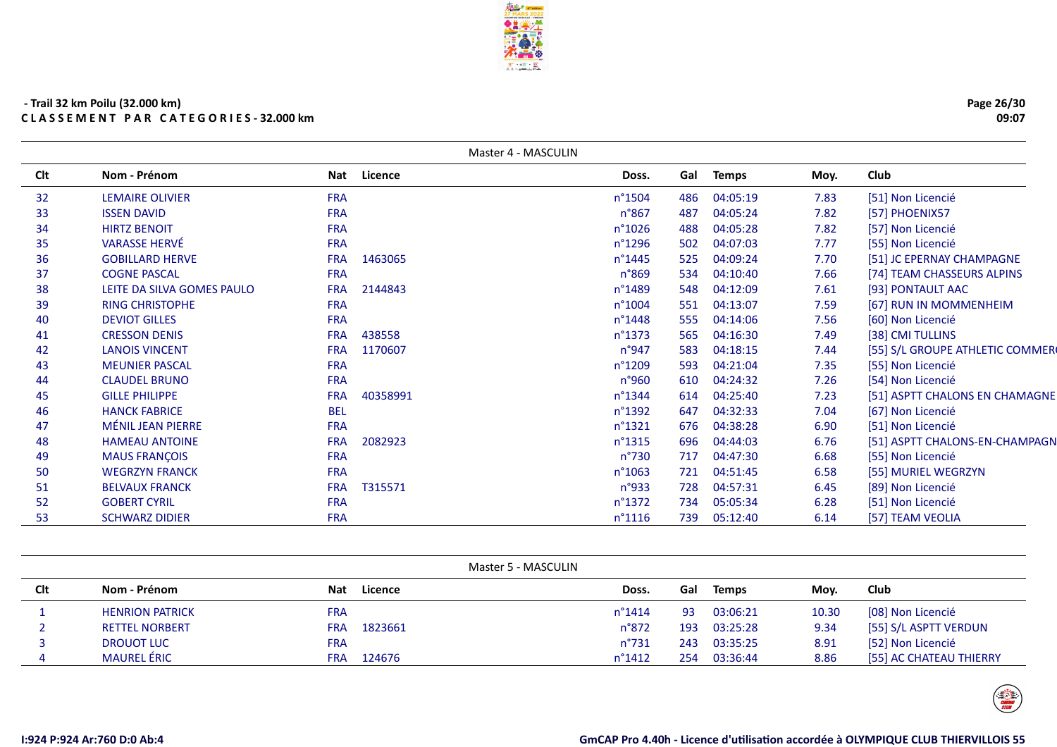- Trail 32 km Poilu (32.000 km)

**CLASSEMENT PAR CATEGORIES - 32.000 km**

### Master 4 - MASCULIN

| Clt | Nom - Prénom | Nat | Licence | Doss. | Gal | Temps | Moy. | Club |
|---|---|---|---|---|---|---|---|---|
| 32 | LEMAIRE OLIVIER | FRA | | n°1504 | 486 | 04:05:19 | 7.83 | [51] Non Licencié |
| 33 | ISSEN DAVID | FRA | | n°867 | 487 | 04:05:24 | 7.82 | [57] PHOENIX57 |
| 34 | HIRTZ BENOIT | FRA | | n°1026 | 488 | 04:05:28 | 7.82 | [57] Non Licencié |
| 35 | VARASSE HERVÉ | FRA | | n°1296 | 502 | 04:07:03 | 7.77 | [55] Non Licencié |
| 36 | GOBILLARD HERVE | FRA | 1463065 | n°1445 | 525 | 04:09:24 | 7.70 | [51] JC EPERNAY CHAMPAGNE |
| 37 | COGNE PASCAL | FRA | | n°869 | 534 | 04:10:40 | 7.66 | [74] TEAM CHASSEURS ALPINS |
| 38 | LEITE DA SILVA GOMES PAULO | FRA | 2144843 | n°1489 | 548 | 04:12:09 | 7.61 | [93] PONTAULT AAC |
| 39 | RING CHRISTOPHE | FRA | | n°1004 | 551 | 04:13:07 | 7.59 | [67] RUN IN MOMMENHEIM |
| 40 | DEVIOT GILLES | FRA | | n°1448 | 555 | 04:14:06 | 7.56 | [60] Non Licencié |
| 41 | CRESSON DENIS | FRA | 438558 | n°1373 | 565 | 04:16:30 | 7.49 | [38] CMI TULLINS |
| 42 | LANOIS VINCENT | FRA | 1170607 | n°947 | 583 | 04:18:15 | 7.44 | [55] S/L GROUPE ATHLETIC COMMER |
| 43 | MEUNIER PASCAL | FRA | | n°1209 | 593 | 04:21:04 | 7.35 | [55] Non Licencié |
| 44 | CLAUDEL BRUNO | FRA | | n°960 | 610 | 04:24:32 | 7.26 | [54] Non Licencié |
| 45 | GILLE PHILIPPE | FRA | 40358991 | n°1344 | 614 | 04:25:40 | 7.23 | [51] ASPTT CHALONS EN CHAMAGNE |
| 46 | HANCK FABRICE | BEL | | n°1392 | 647 | 04:32:33 | 7.04 | [67] Non Licencié |
| 47 | MÉNIL JEAN PIERRE | FRA | | n°1321 | 676 | 04:38:28 | 6.90 | [51] Non Licencié |
| 48 | HAMEAU ANTOINE | FRA | 2082923 | n°1315 | 696 | 04:44:03 | 6.76 | [51] ASPTT CHALONS-EN-CHAMPAGN |
| 49 | MAUS FRANÇOIS | FRA | | n°730 | 717 | 04:47:30 | 6.68 | [55] Non Licencié |
| 50 | WEGRZYN FRANCK | FRA | | n°1063 | 721 | 04:51:45 | 6.58 | [55] MURIEL WEGRZYN |
| 51 | BELVAUX FRANCK | FRA | T315571 | n°933 | 728 | 04:57:31 | 6.45 | [89] Non Licencié |
| 52 | GOBERT CYRIL | FRA | | n°1372 | 734 | 05:05:34 | 6.28 | [51] Non Licencié |
| 53 | SCHWARZ DIDIER | FRA | | n°1116 | 739 | 05:12:40 | 6.14 | [57] TEAM VEOLIA |

### Master 5 - MASCULIN

| Clt | Nom - Prénom | Nat | Licence | Doss. | Gal | Temps | Moy. | Club |
|---|---|---|---|---|---|---|---|---|
| 1 | HENRION PATRICK | FRA | | n°1414 | 93 | 03:06:21 | 10.30 | [08] Non Licencié |
| 2 | RETTEL NORBERT | FRA | 1823661 | n°872 | 193 | 03:25:28 | 9.34 | [55] S/L ASPTT VERDUN |
| 3 | DROUOT LUC | FRA | | n°731 | 243 | 03:35:25 | 8.91 | [52] Non Licencié |
| 4 | MAUREL ÉRIC | FRA | 124676 | n°1412 | 254 | 03:36:44 | 8.86 | [55] AC CHATEAU THIERRY |

I:924 P:924 Ar:760 D:0 Ab:4

GmCAP Pro 4.40h - Licence d'utilisation accordée à OLYMPIQUE CLUB THIERVILLOIS 55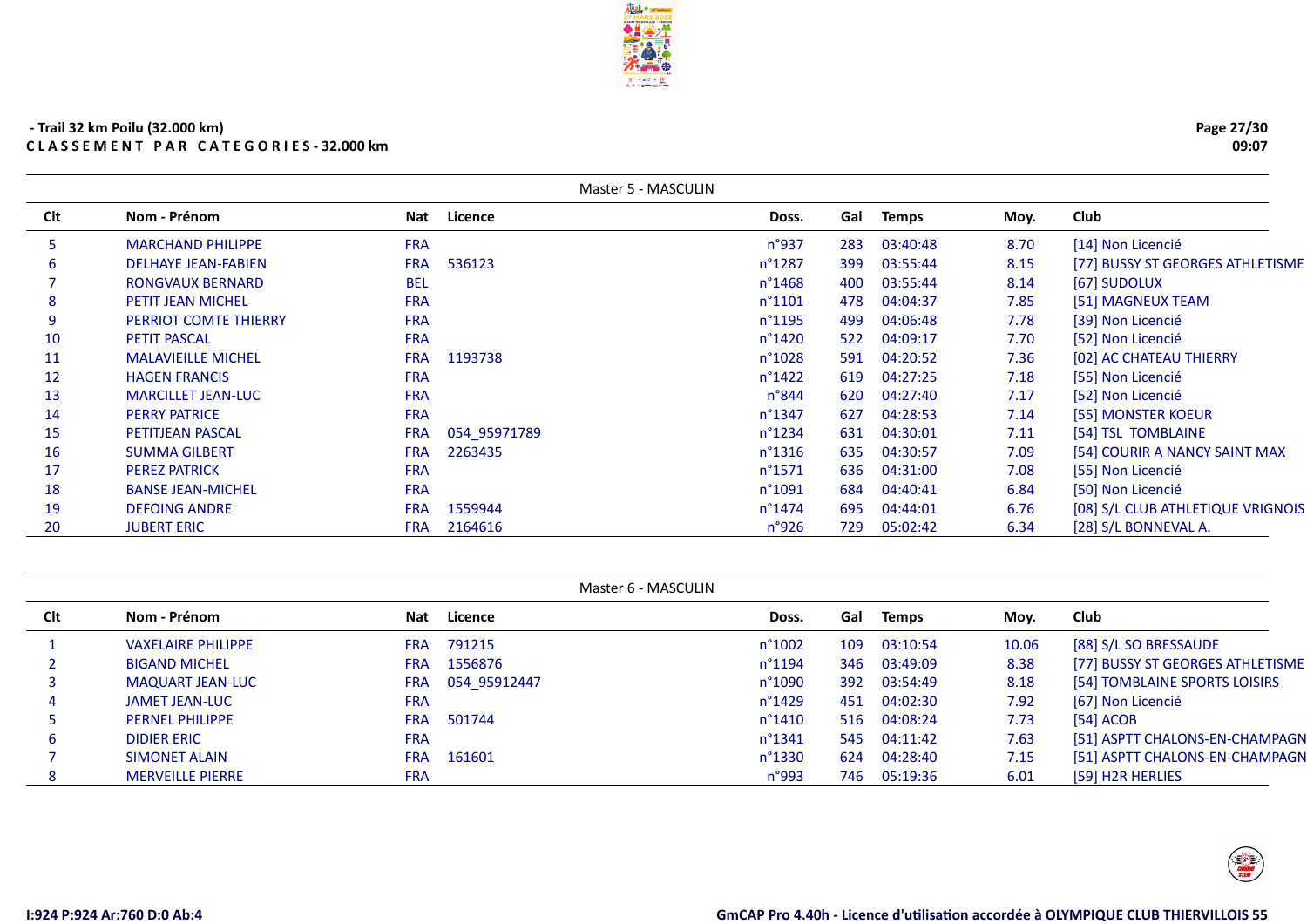- Trail 32 km Poilu (32.000 km)

C L A S S E M E N T   P A R   C A T E G O R I E S - 32.000 km

## Master 5 - MASCULIN

| Clt | Nom - Prénom | Nat | Licence | Doss. | Gal | Temps | Moy. | Club |
|---|---|---|---|---|---|---|---|---|
| 5 | MARCHAND PHILIPPE | FRA | | n°937 | 283 | 03:40:48 | 8.70 | [14] Non Licencié |
| 6 | DELHAYE JEAN-FABIEN | FRA | 536123 | n°1287 | 399 | 03:55:44 | 8.15 | [77] BUSSY ST GEORGES ATHLETISME |
| 7 | RONGVAUX BERNARD | BEL | | n°1468 | 400 | 03:55:44 | 8.14 | [67] SUDOLUX |
| 8 | PETIT JEAN MICHEL | FRA | | n°1101 | 478 | 04:04:37 | 7.85 | [51] MAGNEUX TEAM |
| 9 | PERRIOT COMTE THIERRY | FRA | | n°1195 | 499 | 04:06:48 | 7.78 | [39] Non Licencié |
| 10 | PETIT PASCAL | FRA | | n°1420 | 522 | 04:09:17 | 7.70 | [52] Non Licencié |
| 11 | MALAVIEILLE MICHEL | FRA | 1193738 | n°1028 | 591 | 04:20:52 | 7.36 | [02] AC CHATEAU THIERRY |
| 12 | HAGEN FRANCIS | FRA | | n°1422 | 619 | 04:27:25 | 7.18 | [55] Non Licencié |
| 13 | MARCILLET JEAN-LUC | FRA | | n°844 | 620 | 04:27:40 | 7.17 | [52] Non Licencié |
| 14 | PERRY PATRICE | FRA | | n°1347 | 627 | 04:28:53 | 7.14 | [55] MONSTER KOEUR |
| 15 | PETITJEAN PASCAL | FRA | 054_95971789 | n°1234 | 631 | 04:30:01 | 7.11 | [54] TSL  TOMBLAINE |
| 16 | SUMMA GILBERT | FRA | 2263435 | n°1316 | 635 | 04:30:57 | 7.09 | [54] COURIR A NANCY SAINT MAX |
| 17 | PEREZ PATRICK | FRA | | n°1571 | 636 | 04:31:00 | 7.08 | [55] Non Licencié |
| 18 | BANSE JEAN-MICHEL | FRA | | n°1091 | 684 | 04:40:41 | 6.84 | [50] Non Licencié |
| 19 | DEFOING ANDRE | FRA | 1559944 | n°1474 | 695 | 04:44:01 | 6.76 | [08] S/L CLUB ATHLETIQUE VRIGNOIS |
| 20 | JUBERT ERIC | FRA | 2164616 | n°926 | 729 | 05:02:42 | 6.34 | [28] S/L BONNEVAL A. |

## Master 6 - MASCULIN

| Clt | Nom - Prénom | Nat | Licence | Doss. | Gal | Temps | Moy. | Club |
|---|---|---|---|---|---|---|---|---|
| 1 | VAXELAIRE PHILIPPE | FRA | 791215 | n°1002 | 109 | 03:10:54 | 10.06 | [88] S/L SO BRESSAUDE |
| 2 | BIGAND MICHEL | FRA | 1556876 | n°1194 | 346 | 03:49:09 | 8.38 | [77] BUSSY ST GEORGES ATHLETISME |
| 3 | MAQUART JEAN-LUC | FRA | 054_95912447 | n°1090 | 392 | 03:54:49 | 8.18 | [54] TOMBLAINE SPORTS LOISIRS |
| 4 | JAMET JEAN-LUC | FRA | | n°1429 | 451 | 04:02:30 | 7.92 | [67] Non Licencié |
| 5 | PERNEL PHILIPPE | FRA | 501744 | n°1410 | 516 | 04:08:24 | 7.73 | [54] ACOB |
| 6 | DIDIER ERIC | FRA | | n°1341 | 545 | 04:11:42 | 7.63 | [51] ASPTT CHALONS-EN-CHAMPAGN |
| 7 | SIMONET ALAIN | FRA | 161601 | n°1330 | 624 | 04:28:40 | 7.15 | [51] ASPTT CHALONS-EN-CHAMPAGN |
| 8 | MERVEILLE PIERRE | FRA | | n°993 | 746 | 05:19:36 | 6.01 | [59] H2R HERLIES |

I:924 P:924 Ar:760 D:0 Ab:4

GmCAP Pro 4.40h - Licence d'utilisation accordée à OLYMPIQUE CLUB THIERVILLOIS 55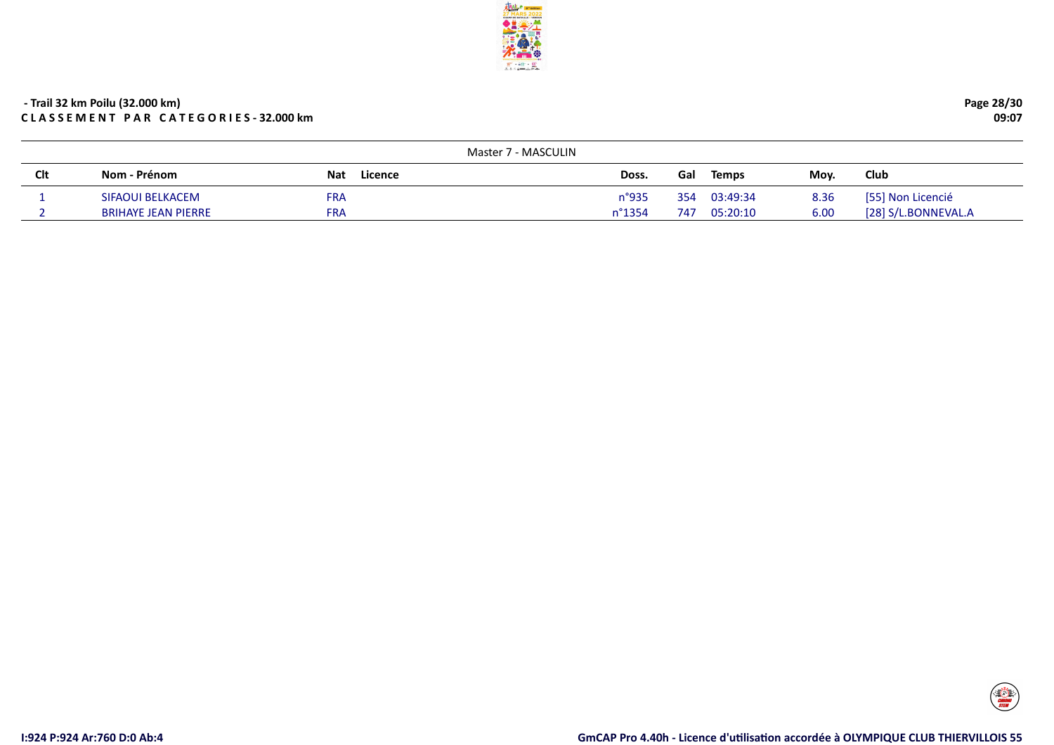- Trail 32 km Poilu (32.000 km)

**C L A S S E M E N T   P A R   C A T E G O R I E S - 32.000 km**

| Master 7 - MASCULIN | | | | | | | | |
|---|---|---|---|---|---|---|---|---|
| **Clt** | **Nom - Prénom** | **Nat** | **Licence** | **Doss.** | **Gal** | **Temps** | **Moy.** | **Club** |
| 1 | SIFAOUI BELKACEM | FRA | | n°935 | 354 | 03:49:34 | 8.36 | [55] Non Licencié |
| 2 | BRIHAYE JEAN PIERRE | FRA | | n°1354 | 747 | 05:20:10 | 6.00 | [28] S/L.BONNEVAL.A |

I:924 P:924 Ar:760 D:0 Ab:4

GmCAP Pro 4.40h - Licence d'utilisation accordée à OLYMPIQUE CLUB THIERVILLOIS 55